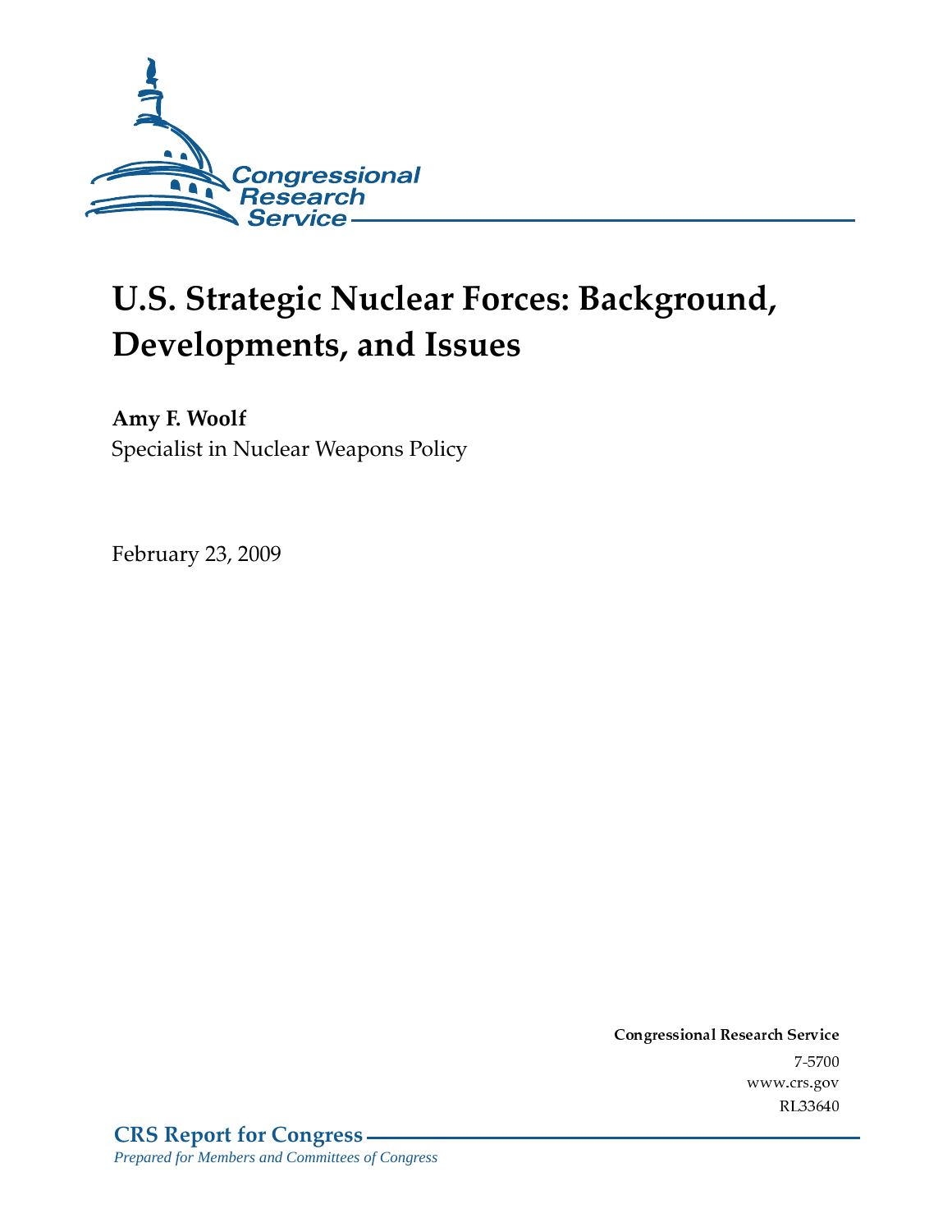Congressional Research Service

# U.S. Strategic Nuclear Forces: Background, Developments, and Issues

**Amy F. Woolf**
Specialist in Nuclear Weapons Policy

February 23, 2009

**Congressional Research Service**
7-5700
www.crs.gov
RL33640

**CRS Report for Congress**
*Prepared for Members and Committees of Congress*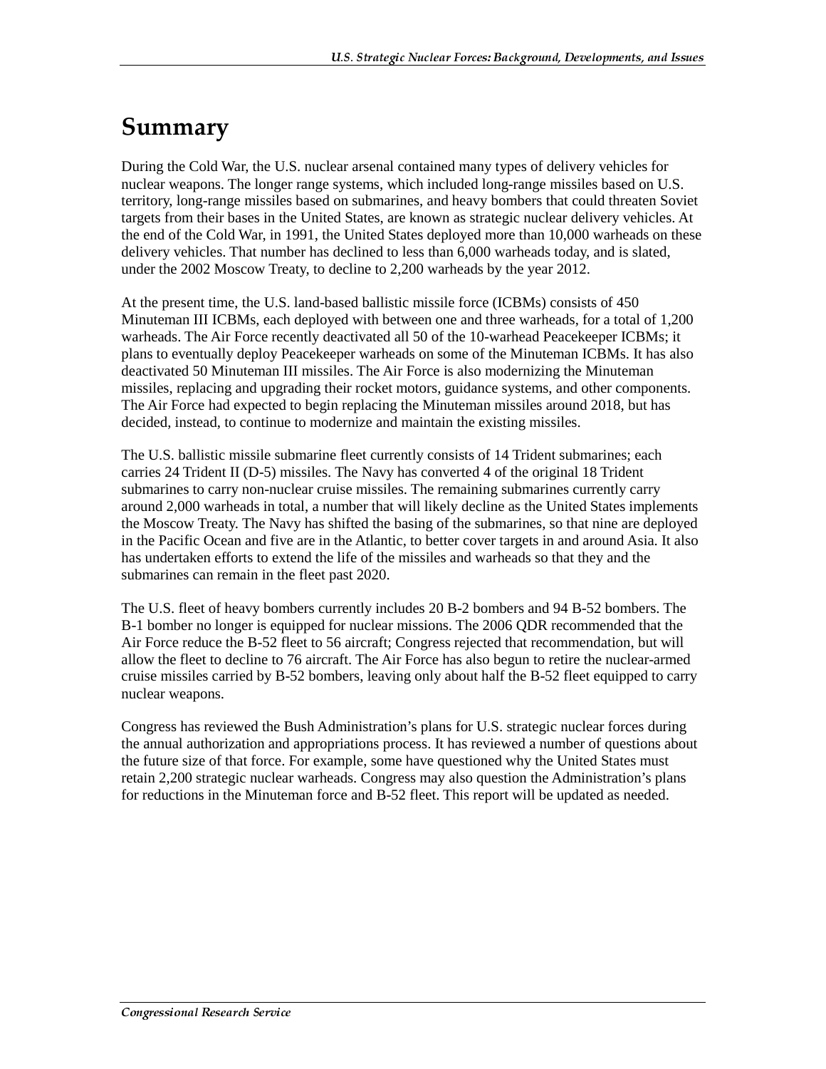# Summary

During the Cold War, the U.S. nuclear arsenal contained many types of delivery vehicles for nuclear weapons. The longer range systems, which included long-range missiles based on U.S. territory, long-range missiles based on submarines, and heavy bombers that could threaten Soviet targets from their bases in the United States, are known as strategic nuclear delivery vehicles. At the end of the Cold War, in 1991, the United States deployed more than 10,000 warheads on these delivery vehicles. That number has declined to less than 6,000 warheads today, and is slated, under the 2002 Moscow Treaty, to decline to 2,200 warheads by the year 2012.

At the present time, the U.S. land-based ballistic missile force (ICBMs) consists of 450 Minuteman III ICBMs, each deployed with between one and three warheads, for a total of 1,200 warheads. The Air Force recently deactivated all 50 of the 10-warhead Peacekeeper ICBMs; it plans to eventually deploy Peacekeeper warheads on some of the Minuteman ICBMs. It has also deactivated 50 Minuteman III missiles. The Air Force is also modernizing the Minuteman missiles, replacing and upgrading their rocket motors, guidance systems, and other components. The Air Force had expected to begin replacing the Minuteman missiles around 2018, but has decided, instead, to continue to modernize and maintain the existing missiles.

The U.S. ballistic missile submarine fleet currently consists of 14 Trident submarines; each carries 24 Trident II (D-5) missiles. The Navy has converted 4 of the original 18 Trident submarines to carry non-nuclear cruise missiles. The remaining submarines currently carry around 2,000 warheads in total, a number that will likely decline as the United States implements the Moscow Treaty. The Navy has shifted the basing of the submarines, so that nine are deployed in the Pacific Ocean and five are in the Atlantic, to better cover targets in and around Asia. It also has undertaken efforts to extend the life of the missiles and warheads so that they and the submarines can remain in the fleet past 2020.

The U.S. fleet of heavy bombers currently includes 20 B-2 bombers and 94 B-52 bombers. The B-1 bomber no longer is equipped for nuclear missions. The 2006 QDR recommended that the Air Force reduce the B-52 fleet to 56 aircraft; Congress rejected that recommendation, but will allow the fleet to decline to 76 aircraft. The Air Force has also begun to retire the nuclear-armed cruise missiles carried by B-52 bombers, leaving only about half the B-52 fleet equipped to carry nuclear weapons.

Congress has reviewed the Bush Administration's plans for U.S. strategic nuclear forces during the annual authorization and appropriations process. It has reviewed a number of questions about the future size of that force. For example, some have questioned why the United States must retain 2,200 strategic nuclear warheads. Congress may also question the Administration's plans for reductions in the Minuteman force and B-52 fleet. This report will be updated as needed.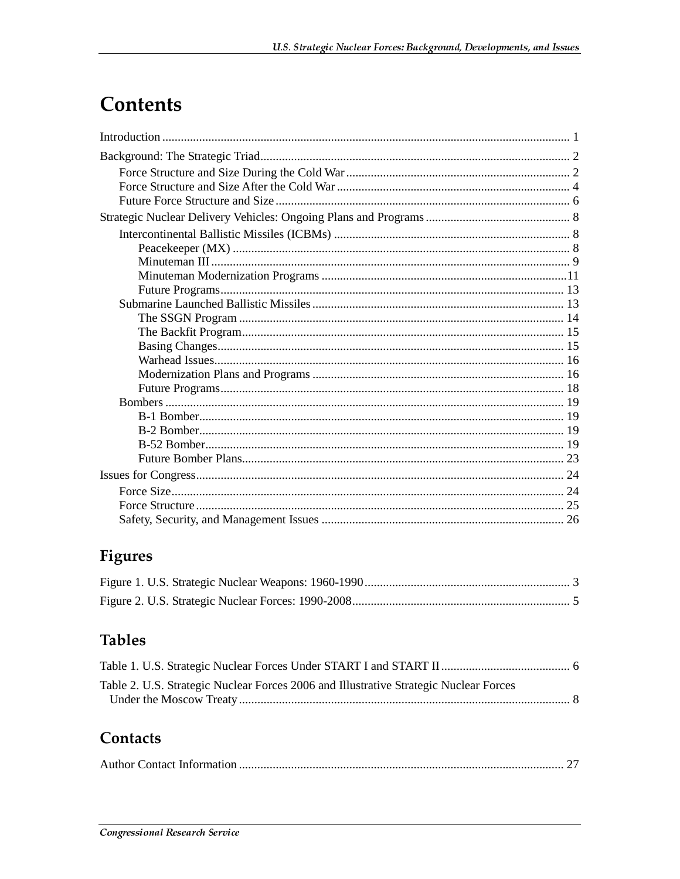# Contents

Introduction .................................................................................................................................... 1

Background: The Strategic Triad.................................................................................................... 2

- Force Structure and Size During the Cold War ........................................................................ 2
- Force Structure and Size After the Cold War ........................................................................... 4
- Future Force Structure and Size ............................................................................................... 6

Strategic Nuclear Delivery Vehicles: Ongoing Plans and Programs .............................................. 8

- Intercontinental Ballistic Missiles (ICBMs) ............................................................................ 8
  - Peacekeeper (MX) ............................................................................................................ 8
  - Minuteman III .................................................................................................................. 9
  - Minuteman Modernization Programs ...............................................................................11
  - Future Programs............................................................................................................... 13
- Submarine Launched Ballistic Missiles ................................................................................. 13
  - The SSGN Program ......................................................................................................... 14
  - The Backfit Program........................................................................................................ 15
  - Basing Changes................................................................................................................ 15
  - Warhead Issues................................................................................................................. 16
  - Modernization Plans and Programs ................................................................................. 16
  - Future Programs............................................................................................................... 18
- Bombers ................................................................................................................................. 19
  - B-1 Bomber...................................................................................................................... 19
  - B-2 Bomber...................................................................................................................... 19
  - B-52 Bomber.................................................................................................................... 19
  - Future Bomber Plans........................................................................................................ 23

Issues for Congress....................................................................................................................... 24

- Force Size............................................................................................................................... 24
- Force Structure ....................................................................................................................... 25
- Safety, Security, and Management Issues .............................................................................. 26

# Figures

Figure 1. U.S. Strategic Nuclear Weapons: 1960-1990.................................................................. 3

Figure 2. U.S. Strategic Nuclear Forces: 1990-2008...................................................................... 5

# Tables

Table 1. U.S. Strategic Nuclear Forces Under START I and START II ......................................... 6

Table 2. U.S. Strategic Nuclear Forces 2006 and Illustrative Strategic Nuclear Forces Under the Moscow Treaty .......................................................................................................... 8

# Contacts

Author Contact Information ......................................................................................................... 27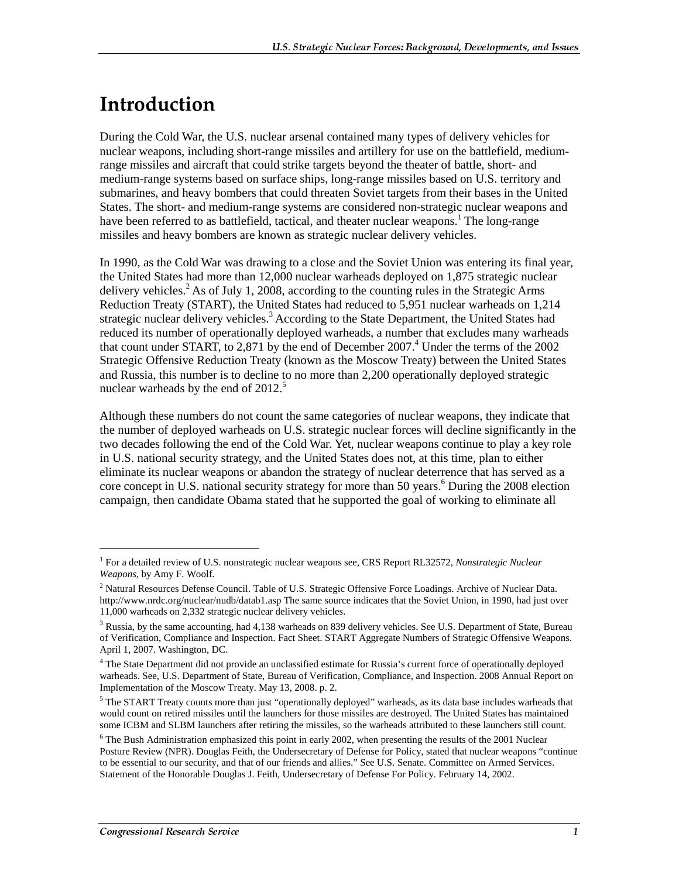# Introduction

During the Cold War, the U.S. nuclear arsenal contained many types of delivery vehicles for nuclear weapons, including short-range missiles and artillery for use on the battlefield, medium-range missiles and aircraft that could strike targets beyond the theater of battle, short- and medium-range systems based on surface ships, long-range missiles based on U.S. territory and submarines, and heavy bombers that could threaten Soviet targets from their bases in the United States. The short- and medium-range systems are considered non-strategic nuclear weapons and have been referred to as battlefield, tactical, and theater nuclear weapons.[1] The long-range missiles and heavy bombers are known as strategic nuclear delivery vehicles.

In 1990, as the Cold War was drawing to a close and the Soviet Union was entering its final year, the United States had more than 12,000 nuclear warheads deployed on 1,875 strategic nuclear delivery vehicles.[2] As of July 1, 2008, according to the counting rules in the Strategic Arms Reduction Treaty (START), the United States had reduced to 5,951 nuclear warheads on 1,214 strategic nuclear delivery vehicles.[3] According to the State Department, the United States had reduced its number of operationally deployed warheads, a number that excludes many warheads that count under START, to 2,871 by the end of December 2007.[4] Under the terms of the 2002 Strategic Offensive Reduction Treaty (known as the Moscow Treaty) between the United States and Russia, this number is to decline to no more than 2,200 operationally deployed strategic nuclear warheads by the end of 2012.[5]

Although these numbers do not count the same categories of nuclear weapons, they indicate that the number of deployed warheads on U.S. strategic nuclear forces will decline significantly in the two decades following the end of the Cold War. Yet, nuclear weapons continue to play a key role in U.S. national security strategy, and the United States does not, at this time, plan to either eliminate its nuclear weapons or abandon the strategy of nuclear deterrence that has served as a core concept in U.S. national security strategy for more than 50 years.[6] During the 2008 election campaign, then candidate Obama stated that he supported the goal of working to eliminate all

---

[1] For a detailed review of U.S. nonstrategic nuclear weapons see, CRS Report RL32572, *Nonstrategic Nuclear Weapons*, by Amy F. Woolf.

[2] Natural Resources Defense Council. Table of U.S. Strategic Offensive Force Loadings. Archive of Nuclear Data. http://www.nrdc.org/nuclear/nudb/datab1.asp The same source indicates that the Soviet Union, in 1990, had just over 11,000 warheads on 2,332 strategic nuclear delivery vehicles.

[3] Russia, by the same accounting, had 4,138 warheads on 839 delivery vehicles. See U.S. Department of State, Bureau of Verification, Compliance and Inspection. Fact Sheet. START Aggregate Numbers of Strategic Offensive Weapons. April 1, 2007. Washington, DC.

[4] The State Department did not provide an unclassified estimate for Russia's current force of operationally deployed warheads. See, U.S. Department of State, Bureau of Verification, Compliance, and Inspection. 2008 Annual Report on Implementation of the Moscow Treaty. May 13, 2008. p. 2.

[5] The START Treaty counts more than just "operationally deployed" warheads, as its data base includes warheads that would count on retired missiles until the launchers for those missiles are destroyed. The United States has maintained some ICBM and SLBM launchers after retiring the missiles, so the warheads attributed to these launchers still count.

[6] The Bush Administration emphasized this point in early 2002, when presenting the results of the 2001 Nuclear Posture Review (NPR). Douglas Feith, the Undersecretary of Defense for Policy, stated that nuclear weapons "continue to be essential to our security, and that of our friends and allies." See U.S. Senate. Committee on Armed Services. Statement of the Honorable Douglas J. Feith, Undersecretary of Defense For Policy. February 14, 2002.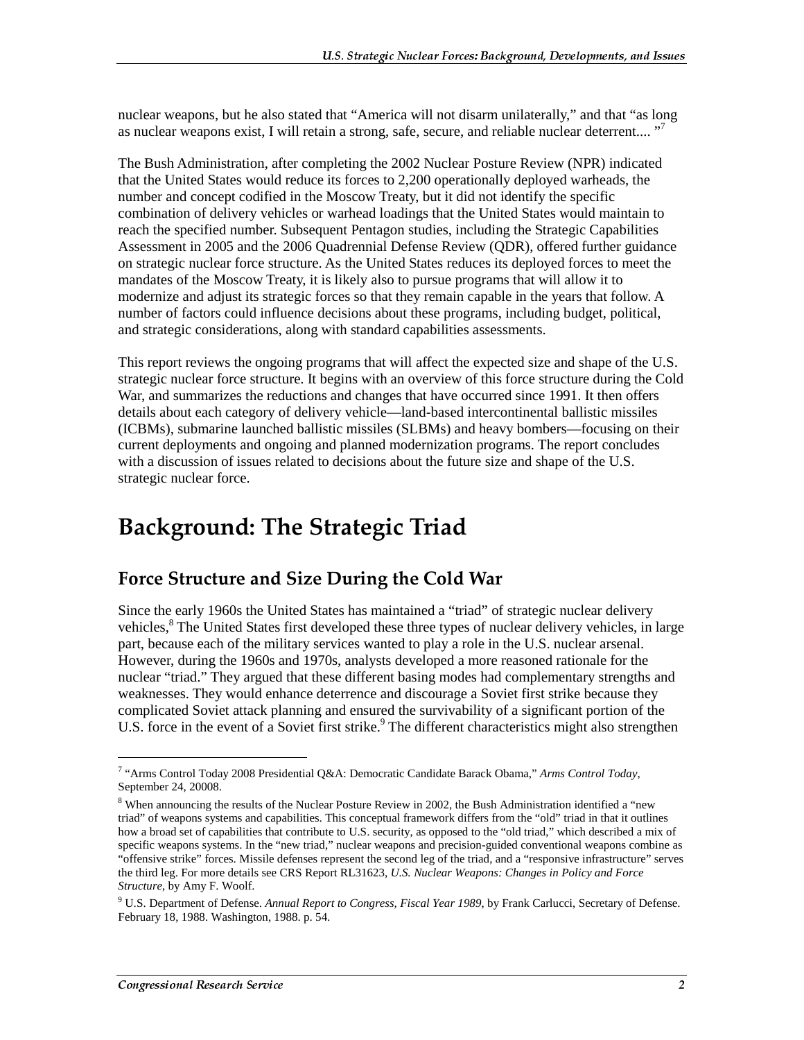nuclear weapons, but he also stated that "America will not disarm unilaterally," and that "as long as nuclear weapons exist, I will retain a strong, safe, secure, and reliable nuclear deterrent.... "[7]

The Bush Administration, after completing the 2002 Nuclear Posture Review (NPR) indicated that the United States would reduce its forces to 2,200 operationally deployed warheads, the number and concept codified in the Moscow Treaty, but it did not identify the specific combination of delivery vehicles or warhead loadings that the United States would maintain to reach the specified number. Subsequent Pentagon studies, including the Strategic Capabilities Assessment in 2005 and the 2006 Quadrennial Defense Review (QDR), offered further guidance on strategic nuclear force structure. As the United States reduces its deployed forces to meet the mandates of the Moscow Treaty, it is likely also to pursue programs that will allow it to modernize and adjust its strategic forces so that they remain capable in the years that follow. A number of factors could influence decisions about these programs, including budget, political, and strategic considerations, along with standard capabilities assessments.

This report reviews the ongoing programs that will affect the expected size and shape of the U.S. strategic nuclear force structure. It begins with an overview of this force structure during the Cold War, and summarizes the reductions and changes that have occurred since 1991. It then offers details about each category of delivery vehicle—land-based intercontinental ballistic missiles (ICBMs), submarine launched ballistic missiles (SLBMs) and heavy bombers—focusing on their current deployments and ongoing and planned modernization programs. The report concludes with a discussion of issues related to decisions about the future size and shape of the U.S. strategic nuclear force.

# Background: The Strategic Triad

## Force Structure and Size During the Cold War

Since the early 1960s the United States has maintained a "triad" of strategic nuclear delivery vehicles,[8] The United States first developed these three types of nuclear delivery vehicles, in large part, because each of the military services wanted to play a role in the U.S. nuclear arsenal. However, during the 1960s and 1970s, analysts developed a more reasoned rationale for the nuclear "triad." They argued that these different basing modes had complementary strengths and weaknesses. They would enhance deterrence and discourage a Soviet first strike because they complicated Soviet attack planning and ensured the survivability of a significant portion of the U.S. force in the event of a Soviet first strike.[9] The different characteristics might also strengthen

---

[7] "Arms Control Today 2008 Presidential Q&A: Democratic Candidate Barack Obama," *Arms Control Today*, September 24, 20008.

[8] When announcing the results of the Nuclear Posture Review in 2002, the Bush Administration identified a "new triad" of weapons systems and capabilities. This conceptual framework differs from the "old" triad in that it outlines how a broad set of capabilities that contribute to U.S. security, as opposed to the "old triad," which described a mix of specific weapons systems. In the "new triad," nuclear weapons and precision-guided conventional weapons combine as "offensive strike" forces. Missile defenses represent the second leg of the triad, and a "responsive infrastructure" serves the third leg. For more details see CRS Report RL31623, *U.S. Nuclear Weapons: Changes in Policy and Force Structure*, by Amy F. Woolf.

[9] U.S. Department of Defense. *Annual Report to Congress, Fiscal Year 1989*, by Frank Carlucci, Secretary of Defense. February 18, 1988. Washington, 1988. p. 54.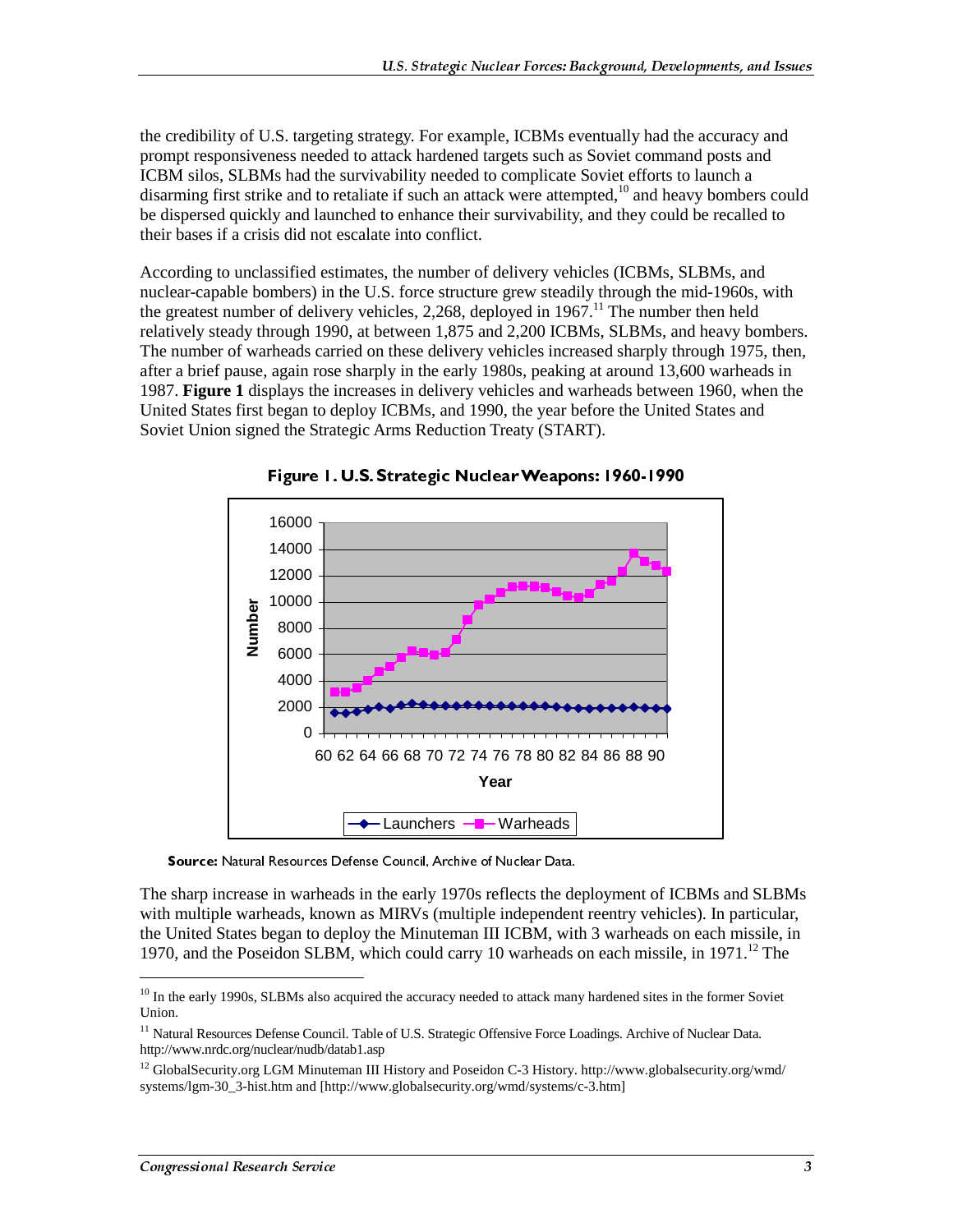the credibility of U.S. targeting strategy. For example, ICBMs eventually had the accuracy and prompt responsiveness needed to attack hardened targets such as Soviet command posts and ICBM silos, SLBMs had the survivability needed to complicate Soviet efforts to launch a disarming first strike and to retaliate if such an attack were attempted,[10] and heavy bombers could be dispersed quickly and launched to enhance their survivability, and they could be recalled to their bases if a crisis did not escalate into conflict.

According to unclassified estimates, the number of delivery vehicles (ICBMs, SLBMs, and nuclear-capable bombers) in the U.S. force structure grew steadily through the mid-1960s, with the greatest number of delivery vehicles, 2,268, deployed in 1967.[11] The number then held relatively steady through 1990, at between 1,875 and 2,200 ICBMs, SLBMs, and heavy bombers. The number of warheads carried on these delivery vehicles increased sharply through 1975, then, after a brief pause, again rose sharply in the early 1980s, peaking at around 13,600 warheads in 1987. **Figure 1** displays the increases in delivery vehicles and warheads between 1960, when the United States first began to deploy ICBMs, and 1990, the year before the United States and Soviet Union signed the Strategic Arms Reduction Treaty (START).

**Figure 1. U.S. Strategic Nuclear Weapons: 1960-1990**

**Source:** Natural Resources Defense Council, Archive of Nuclear Data.

The sharp increase in warheads in the early 1970s reflects the deployment of ICBMs and SLBMs with multiple warheads, known as MIRVs (multiple independent reentry vehicles). In particular, the United States began to deploy the Minuteman III ICBM, with 3 warheads on each missile, in 1970, and the Poseidon SLBM, which could carry 10 warheads on each missile, in 1971.[12] The

---

[10] In the early 1990s, SLBMs also acquired the accuracy needed to attack many hardened sites in the former Soviet Union.

[11] Natural Resources Defense Council. Table of U.S. Strategic Offensive Force Loadings. Archive of Nuclear Data. http://www.nrdc.org/nuclear/nudb/datab1.asp

[12] GlobalSecurity.org LGM Minuteman III History and Poseidon C-3 History. http://www.globalsecurity.org/wmd/systems/lgm-30_3-hist.htm and [http://www.globalsecurity.org/wmd/systems/c-3.htm]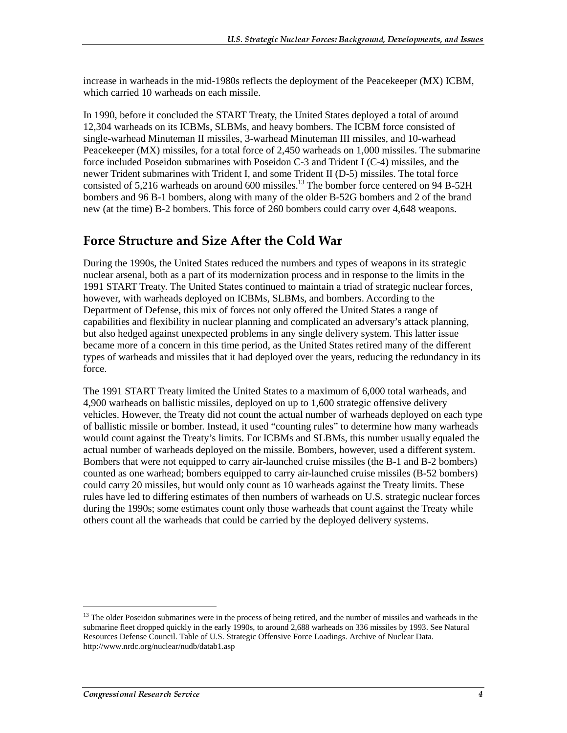increase in warheads in the mid-1980s reflects the deployment of the Peacekeeper (MX) ICBM, which carried 10 warheads on each missile.

In 1990, before it concluded the START Treaty, the United States deployed a total of around 12,304 warheads on its ICBMs, SLBMs, and heavy bombers. The ICBM force consisted of single-warhead Minuteman II missiles, 3-warhead Minuteman III missiles, and 10-warhead Peacekeeper (MX) missiles, for a total force of 2,450 warheads on 1,000 missiles. The submarine force included Poseidon submarines with Poseidon C-3 and Trident I (C-4) missiles, and the newer Trident submarines with Trident I, and some Trident II (D-5) missiles. The total force consisted of 5,216 warheads on around 600 missiles.[13] The bomber force centered on 94 B-52H bombers and 96 B-1 bombers, along with many of the older B-52G bombers and 2 of the brand new (at the time) B-2 bombers. This force of 260 bombers could carry over 4,648 weapons.

## Force Structure and Size After the Cold War

During the 1990s, the United States reduced the numbers and types of weapons in its strategic nuclear arsenal, both as a part of its modernization process and in response to the limits in the 1991 START Treaty. The United States continued to maintain a triad of strategic nuclear forces, however, with warheads deployed on ICBMs, SLBMs, and bombers. According to the Department of Defense, this mix of forces not only offered the United States a range of capabilities and flexibility in nuclear planning and complicated an adversary's attack planning, but also hedged against unexpected problems in any single delivery system. This latter issue became more of a concern in this time period, as the United States retired many of the different types of warheads and missiles that it had deployed over the years, reducing the redundancy in its force.

The 1991 START Treaty limited the United States to a maximum of 6,000 total warheads, and 4,900 warheads on ballistic missiles, deployed on up to 1,600 strategic offensive delivery vehicles. However, the Treaty did not count the actual number of warheads deployed on each type of ballistic missile or bomber. Instead, it used "counting rules" to determine how many warheads would count against the Treaty's limits. For ICBMs and SLBMs, this number usually equaled the actual number of warheads deployed on the missile. Bombers, however, used a different system. Bombers that were not equipped to carry air-launched cruise missiles (the B-1 and B-2 bombers) counted as one warhead; bombers equipped to carry air-launched cruise missiles (B-52 bombers) could carry 20 missiles, but would only count as 10 warheads against the Treaty limits. These rules have led to differing estimates of then numbers of warheads on U.S. strategic nuclear forces during the 1990s; some estimates count only those warheads that count against the Treaty while others count all the warheads that could be carried by the deployed delivery systems.

---

[13] The older Poseidon submarines were in the process of being retired, and the number of missiles and warheads in the submarine fleet dropped quickly in the early 1990s, to around 2,688 warheads on 336 missiles by 1993. See Natural Resources Defense Council. Table of U.S. Strategic Offensive Force Loadings. Archive of Nuclear Data. http://www.nrdc.org/nuclear/nudb/datab1.asp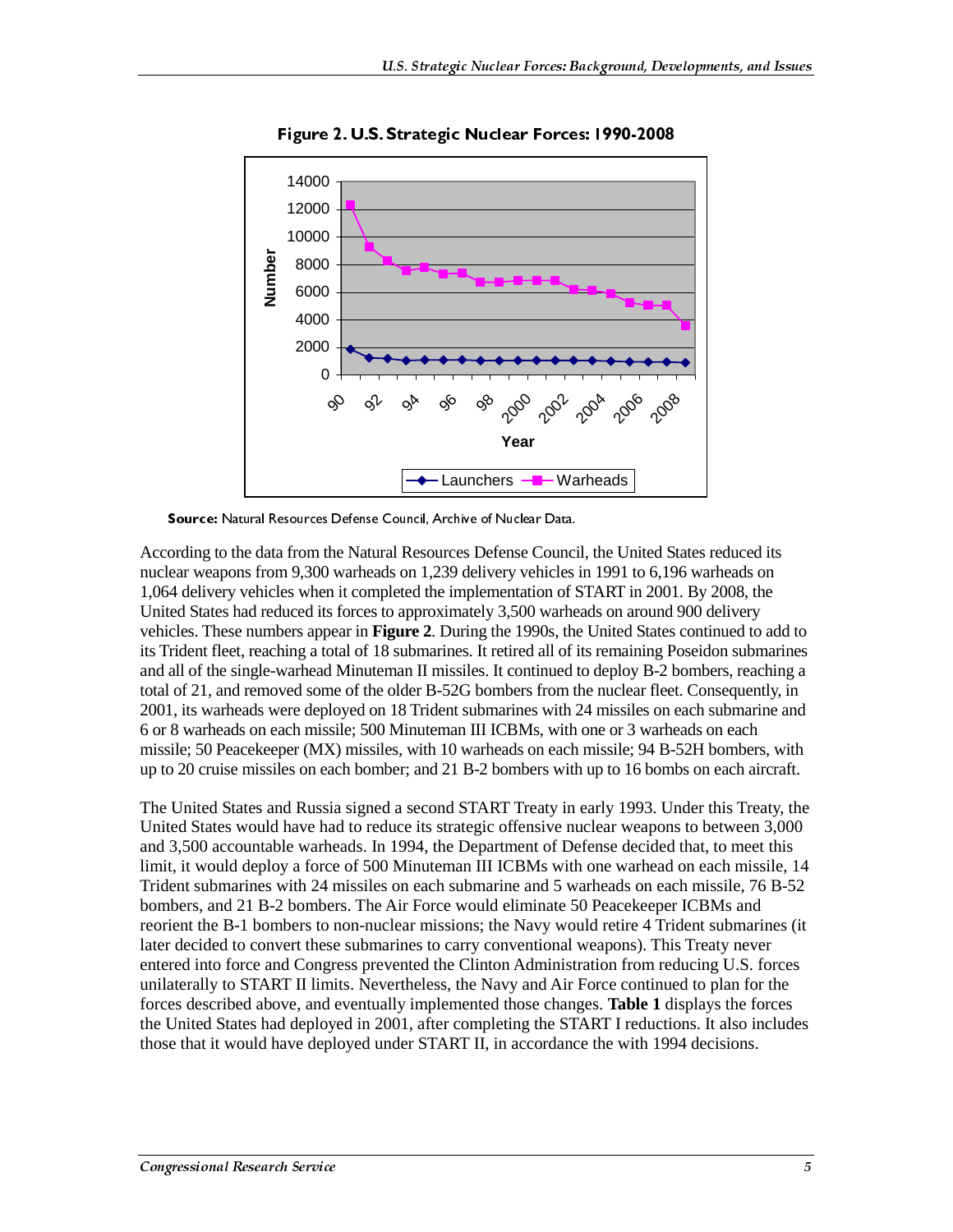**Figure 2. U.S. Strategic Nuclear Forces: 1990-2008**

**Source:** Natural Resources Defense Council, Archive of Nuclear Data.

According to the data from the Natural Resources Defense Council, the United States reduced its nuclear weapons from 9,300 warheads on 1,239 delivery vehicles in 1991 to 6,196 warheads on 1,064 delivery vehicles when it completed the implementation of START in 2001. By 2008, the United States had reduced its forces to approximately 3,500 warheads on around 900 delivery vehicles. These numbers appear in **Figure 2**. During the 1990s, the United States continued to add to its Trident fleet, reaching a total of 18 submarines. It retired all of its remaining Poseidon submarines and all of the single-warhead Minuteman II missiles. It continued to deploy B-2 bombers, reaching a total of 21, and removed some of the older B-52G bombers from the nuclear fleet. Consequently, in 2001, its warheads were deployed on 18 Trident submarines with 24 missiles on each submarine and 6 or 8 warheads on each missile; 500 Minuteman III ICBMs, with one or 3 warheads on each missile; 50 Peacekeeper (MX) missiles, with 10 warheads on each missile; 94 B-52H bombers, with up to 20 cruise missiles on each bomber; and 21 B-2 bombers with up to 16 bombs on each aircraft.

The United States and Russia signed a second START Treaty in early 1993. Under this Treaty, the United States would have had to reduce its strategic offensive nuclear weapons to between 3,000 and 3,500 accountable warheads. In 1994, the Department of Defense decided that, to meet this limit, it would deploy a force of 500 Minuteman III ICBMs with one warhead on each missile, 14 Trident submarines with 24 missiles on each submarine and 5 warheads on each missile, 76 B-52 bombers, and 21 B-2 bombers. The Air Force would eliminate 50 Peacekeeper ICBMs and reorient the B-1 bombers to non-nuclear missions; the Navy would retire 4 Trident submarines (it later decided to convert these submarines to carry conventional weapons). This Treaty never entered into force and Congress prevented the Clinton Administration from reducing U.S. forces unilaterally to START II limits. Nevertheless, the Navy and Air Force continued to plan for the forces described above, and eventually implemented those changes. **Table 1** displays the forces the United States had deployed in 2001, after completing the START I reductions. It also includes those that it would have deployed under START II, in accordance the with 1994 decisions.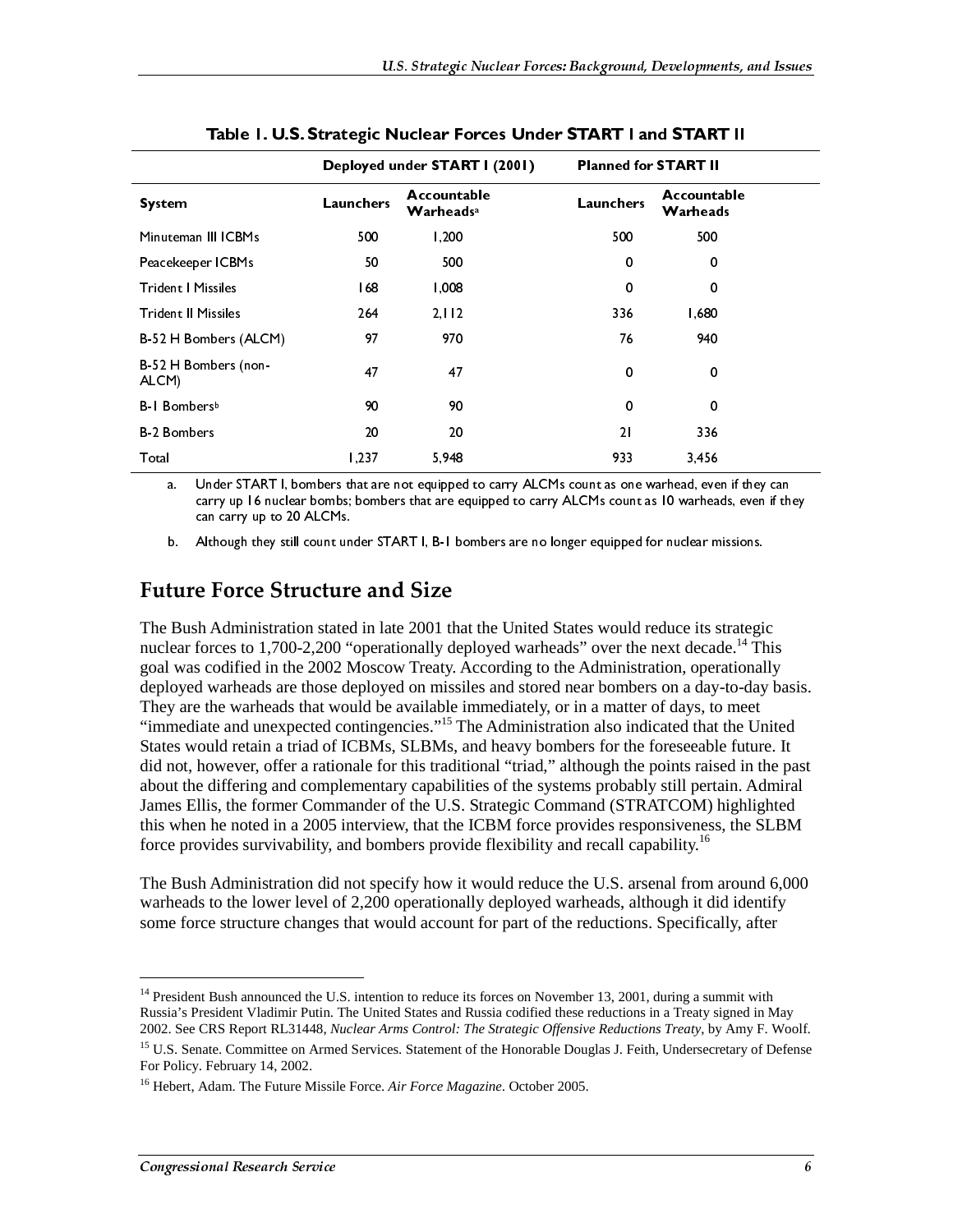**Table 1. U.S. Strategic Nuclear Forces Under START I and START II**

| | Deployed under START I (2001) | | Planned for START II | |
|---|---|---|---|---|
| **System** | **Launchers** | **Accountable Warheads**[a] | **Launchers** | **Accountable Warheads** |
| Minuteman III ICBMs | 500 | 1,200 | 500 | 500 |
| Peacekeeper ICBMs | 50 | 500 | 0 | 0 |
| Trident I Missiles | 168 | 1,008 | 0 | 0 |
| Trident II Missiles | 264 | 2,112 | 336 | 1,680 |
| B-52 H Bombers (ALCM) | 97 | 970 | 76 | 940 |
| B-52 H Bombers (non-ALCM) | 47 | 47 | 0 | 0 |
| B-1 Bombers[b] | 90 | 90 | 0 | 0 |
| B-2 Bombers | 20 | 20 | 21 | 336 |
| Total | 1,237 | 5,948 | 933 | 3,456 |

a. Under START I, bombers that are not equipped to carry ALCMs count as one warhead, even if they can carry up 16 nuclear bombs; bombers that are equipped to carry ALCMs count as 10 warheads, even if they can carry up to 20 ALCMs.

b. Although they still count under START I, B-1 bombers are no longer equipped for nuclear missions.

## Future Force Structure and Size

The Bush Administration stated in late 2001 that the United States would reduce its strategic nuclear forces to 1,700-2,200 "operationally deployed warheads" over the next decade.[14] This goal was codified in the 2002 Moscow Treaty. According to the Administration, operationally deployed warheads are those deployed on missiles and stored near bombers on a day-to-day basis. They are the warheads that would be available immediately, or in a matter of days, to meet "immediate and unexpected contingencies."[15] The Administration also indicated that the United States would retain a triad of ICBMs, SLBMs, and heavy bombers for the foreseeable future. It did not, however, offer a rationale for this traditional "triad," although the points raised in the past about the differing and complementary capabilities of the systems probably still pertain. Admiral James Ellis, the former Commander of the U.S. Strategic Command (STRATCOM) highlighted this when he noted in a 2005 interview, that the ICBM force provides responsiveness, the SLBM force provides survivability, and bombers provide flexibility and recall capability.[16]

The Bush Administration did not specify how it would reduce the U.S. arsenal from around 6,000 warheads to the lower level of 2,200 operationally deployed warheads, although it did identify some force structure changes that would account for part of the reductions. Specifically, after

---

[14] President Bush announced the U.S. intention to reduce its forces on November 13, 2001, during a summit with Russia's President Vladimir Putin. The United States and Russia codified these reductions in a Treaty signed in May 2002. See CRS Report RL31448, *Nuclear Arms Control: The Strategic Offensive Reductions Treaty*, by Amy F. Woolf.

[15] U.S. Senate. Committee on Armed Services. Statement of the Honorable Douglas J. Feith, Undersecretary of Defense For Policy. February 14, 2002.

[16] Hebert, Adam. The Future Missile Force. *Air Force Magazine*. October 2005.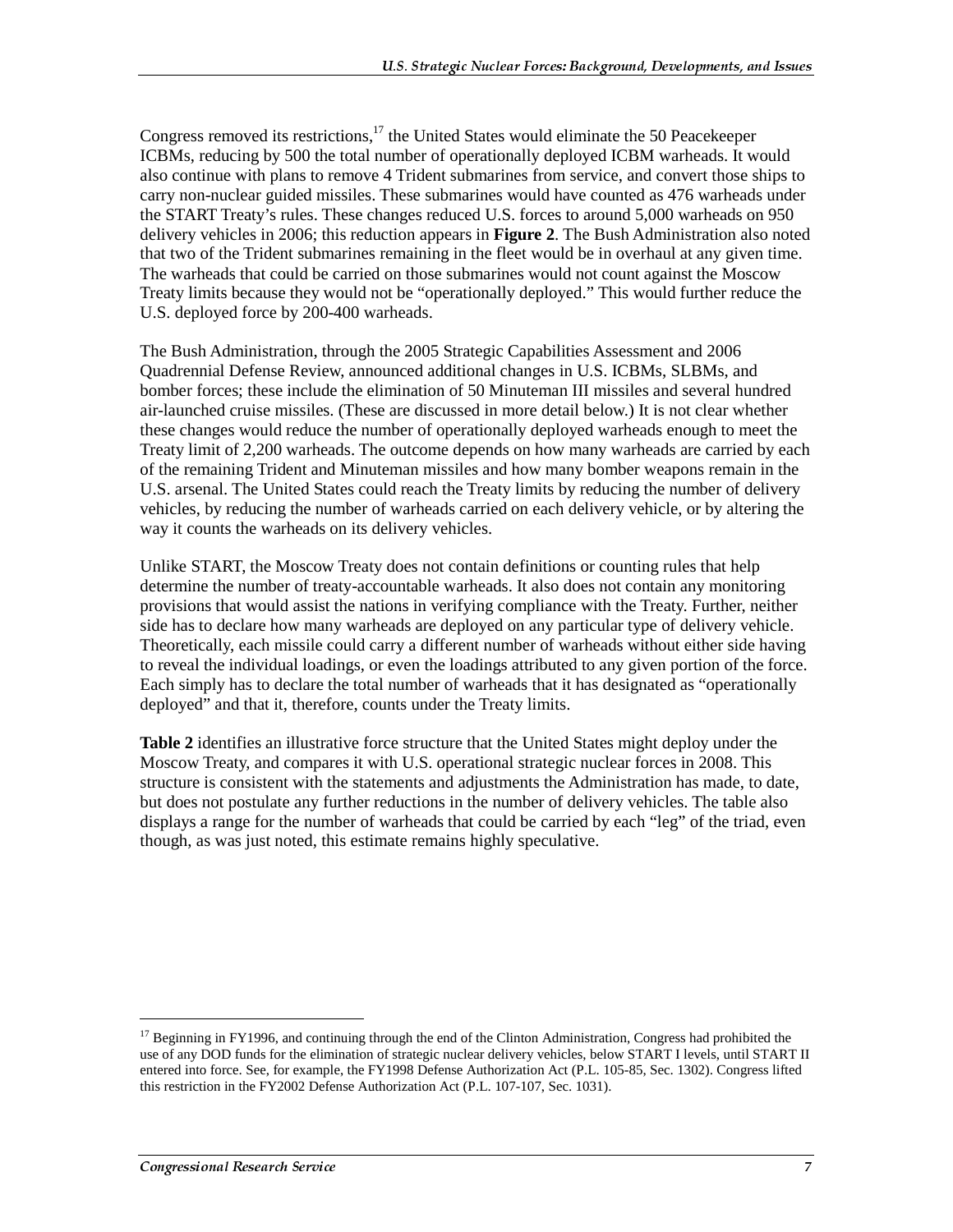Congress removed its restrictions,[17] the United States would eliminate the 50 Peacekeeper ICBMs, reducing by 500 the total number of operationally deployed ICBM warheads. It would also continue with plans to remove 4 Trident submarines from service, and convert those ships to carry non-nuclear guided missiles. These submarines would have counted as 476 warheads under the START Treaty's rules. These changes reduced U.S. forces to around 5,000 warheads on 950 delivery vehicles in 2006; this reduction appears in **Figure 2**. The Bush Administration also noted that two of the Trident submarines remaining in the fleet would be in overhaul at any given time. The warheads that could be carried on those submarines would not count against the Moscow Treaty limits because they would not be "operationally deployed." This would further reduce the U.S. deployed force by 200-400 warheads.

The Bush Administration, through the 2005 Strategic Capabilities Assessment and 2006 Quadrennial Defense Review, announced additional changes in U.S. ICBMs, SLBMs, and bomber forces; these include the elimination of 50 Minuteman III missiles and several hundred air-launched cruise missiles. (These are discussed in more detail below.) It is not clear whether these changes would reduce the number of operationally deployed warheads enough to meet the Treaty limit of 2,200 warheads. The outcome depends on how many warheads are carried by each of the remaining Trident and Minuteman missiles and how many bomber weapons remain in the U.S. arsenal. The United States could reach the Treaty limits by reducing the number of delivery vehicles, by reducing the number of warheads carried on each delivery vehicle, or by altering the way it counts the warheads on its delivery vehicles.

Unlike START, the Moscow Treaty does not contain definitions or counting rules that help determine the number of treaty-accountable warheads. It also does not contain any monitoring provisions that would assist the nations in verifying compliance with the Treaty. Further, neither side has to declare how many warheads are deployed on any particular type of delivery vehicle. Theoretically, each missile could carry a different number of warheads without either side having to reveal the individual loadings, or even the loadings attributed to any given portion of the force. Each simply has to declare the total number of warheads that it has designated as "operationally deployed" and that it, therefore, counts under the Treaty limits.

**Table 2** identifies an illustrative force structure that the United States might deploy under the Moscow Treaty, and compares it with U.S. operational strategic nuclear forces in 2008. This structure is consistent with the statements and adjustments the Administration has made, to date, but does not postulate any further reductions in the number of delivery vehicles. The table also displays a range for the number of warheads that could be carried by each "leg" of the triad, even though, as was just noted, this estimate remains highly speculative.

[17] Beginning in FY1996, and continuing through the end of the Clinton Administration, Congress had prohibited the use of any DOD funds for the elimination of strategic nuclear delivery vehicles, below START I levels, until START II entered into force. See, for example, the FY1998 Defense Authorization Act (P.L. 105-85, Sec. 1302). Congress lifted this restriction in the FY2002 Defense Authorization Act (P.L. 107-107, Sec. 1031).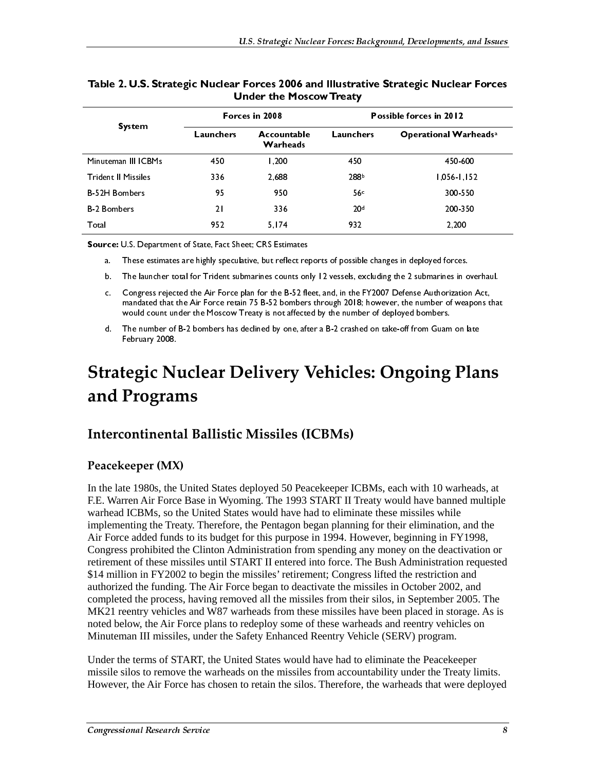**Table 2. U.S. Strategic Nuclear Forces 2006 and Illustrative Strategic Nuclear Forces Under the Moscow Treaty**

| System | Forces in 2008 | | Possible forces in 2012 | |
|---|---|---|---|---|
| | Launchers | Accountable Warheads | Launchers | Operational Warheads[a] |
| Minuteman III ICBMs | 450 | 1,200 | 450 | 450-600 |
| Trident II Missiles | 336 | 2,688 | 288[b] | 1,056-1,152 |
| B-52H Bombers | 95 | 950 | 56[c] | 300-550 |
| B-2 Bombers | 21 | 336 | 20[d] | 200-350 |
| Total | 952 | 5,174 | 932 | 2,200 |

**Source:** U.S. Department of State, Fact Sheet; CRS Estimates

a. These estimates are highly speculative, but reflect reports of possible changes in deployed forces.

b. The launcher total for Trident submarines counts only 12 vessels, excluding the 2 submarines in overhaul.

c. Congress rejected the Air Force plan for the B-52 fleet, and, in the FY2007 Defense Authorization Act, mandated that the Air Force retain 75 B-52 bombers through 2018; however, the number of weapons that would count under the Moscow Treaty is not affected by the number of deployed bombers.

d. The number of B-2 bombers has declined by one, after a B-2 crashed on take-off from Guam on late February 2008.

# Strategic Nuclear Delivery Vehicles: Ongoing Plans and Programs

## Intercontinental Ballistic Missiles (ICBMs)

### Peacekeeper (MX)

In the late 1980s, the United States deployed 50 Peacekeeper ICBMs, each with 10 warheads, at F.E. Warren Air Force Base in Wyoming. The 1993 START II Treaty would have banned multiple warhead ICBMs, so the United States would have had to eliminate these missiles while implementing the Treaty. Therefore, the Pentagon began planning for their elimination, and the Air Force added funds to its budget for this purpose in 1994. However, beginning in FY1998, Congress prohibited the Clinton Administration from spending any money on the deactivation or retirement of these missiles until START II entered into force. The Bush Administration requested $14 million in FY2002 to begin the missiles' retirement; Congress lifted the restriction and authorized the funding. The Air Force began to deactivate the missiles in October 2002, and completed the process, having removed all the missiles from their silos, in September 2005. The MK21 reentry vehicles and W87 warheads from these missiles have been placed in storage. As is noted below, the Air Force plans to redeploy some of these warheads and reentry vehicles on Minuteman III missiles, under the Safety Enhanced Reentry Vehicle (SERV) program.

Under the terms of START, the United States would have had to eliminate the Peacekeeper missile silos to remove the warheads on the missiles from accountability under the Treaty limits. However, the Air Force has chosen to retain the silos. Therefore, the warheads that were deployed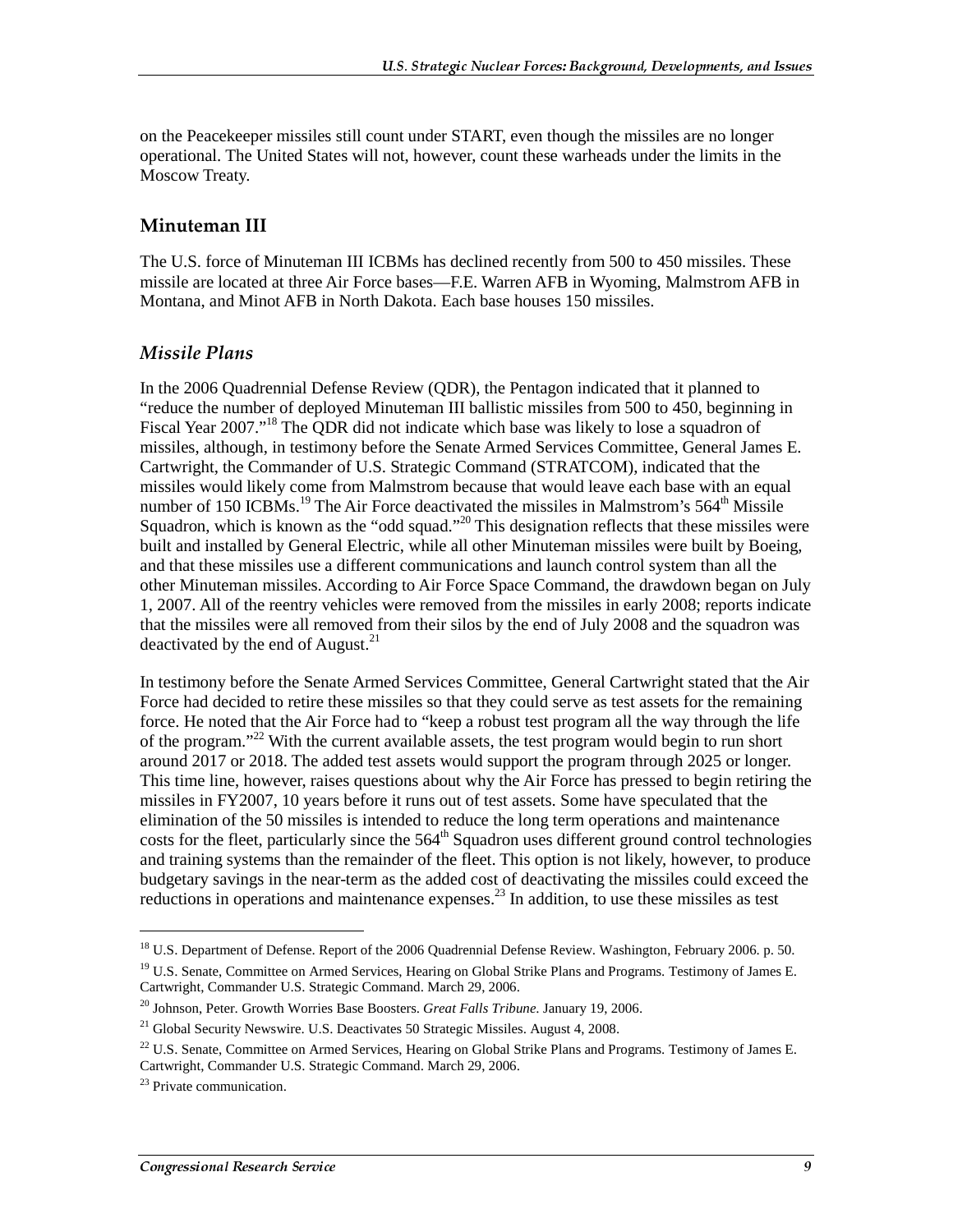on the Peacekeeper missiles still count under START, even though the missiles are no longer operational. The United States will not, however, count these warheads under the limits in the Moscow Treaty.

## Minuteman III

The U.S. force of Minuteman III ICBMs has declined recently from 500 to 450 missiles. These missile are located at three Air Force bases—F.E. Warren AFB in Wyoming, Malmstrom AFB in Montana, and Minot AFB in North Dakota. Each base houses 150 missiles.

### *Missile Plans*

In the 2006 Quadrennial Defense Review (QDR), the Pentagon indicated that it planned to "reduce the number of deployed Minuteman III ballistic missiles from 500 to 450, beginning in Fiscal Year 2007."[18] The QDR did not indicate which base was likely to lose a squadron of missiles, although, in testimony before the Senate Armed Services Committee, General James E. Cartwright, the Commander of U.S. Strategic Command (STRATCOM), indicated that the missiles would likely come from Malmstrom because that would leave each base with an equal number of 150 ICBMs.[19] The Air Force deactivated the missiles in Malmstrom's 564th Missile Squadron, which is known as the "odd squad."[20] This designation reflects that these missiles were built and installed by General Electric, while all other Minuteman missiles were built by Boeing, and that these missiles use a different communications and launch control system than all the other Minuteman missiles. According to Air Force Space Command, the drawdown began on July 1, 2007. All of the reentry vehicles were removed from the missiles in early 2008; reports indicate that the missiles were all removed from their silos by the end of July 2008 and the squadron was deactivated by the end of August.[21]

In testimony before the Senate Armed Services Committee, General Cartwright stated that the Air Force had decided to retire these missiles so that they could serve as test assets for the remaining force. He noted that the Air Force had to "keep a robust test program all the way through the life of the program."[22] With the current available assets, the test program would begin to run short around 2017 or 2018. The added test assets would support the program through 2025 or longer. This time line, however, raises questions about why the Air Force has pressed to begin retiring the missiles in FY2007, 10 years before it runs out of test assets. Some have speculated that the elimination of the 50 missiles is intended to reduce the long term operations and maintenance costs for the fleet, particularly since the 564th Squadron uses different ground control technologies and training systems than the remainder of the fleet. This option is not likely, however, to produce budgetary savings in the near-term as the added cost of deactivating the missiles could exceed the reductions in operations and maintenance expenses.[23] In addition, to use these missiles as test

---

[18] U.S. Department of Defense. Report of the 2006 Quadrennial Defense Review. Washington, February 2006. p. 50.

[19] U.S. Senate, Committee on Armed Services, Hearing on Global Strike Plans and Programs. Testimony of James E. Cartwright, Commander U.S. Strategic Command. March 29, 2006.

[20] Johnson, Peter. Growth Worries Base Boosters. *Great Falls Tribune*. January 19, 2006.

[21] Global Security Newswire. U.S. Deactivates 50 Strategic Missiles. August 4, 2008.

[22] U.S. Senate, Committee on Armed Services, Hearing on Global Strike Plans and Programs. Testimony of James E. Cartwright, Commander U.S. Strategic Command. March 29, 2006.

[23] Private communication.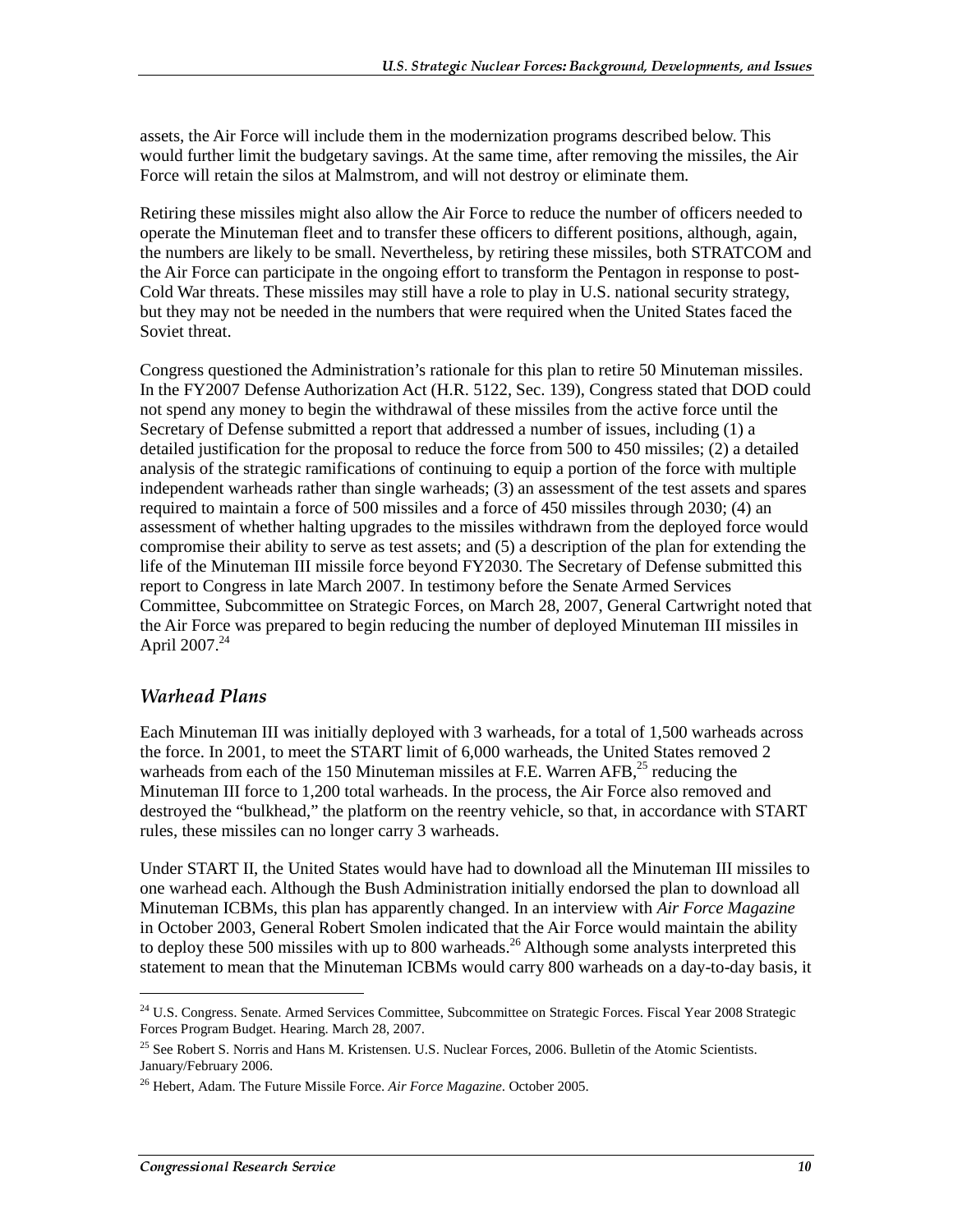assets, the Air Force will include them in the modernization programs described below. This would further limit the budgetary savings. At the same time, after removing the missiles, the Air Force will retain the silos at Malmstrom, and will not destroy or eliminate them.

Retiring these missiles might also allow the Air Force to reduce the number of officers needed to operate the Minuteman fleet and to transfer these officers to different positions, although, again, the numbers are likely to be small. Nevertheless, by retiring these missiles, both STRATCOM and the Air Force can participate in the ongoing effort to transform the Pentagon in response to post-Cold War threats. These missiles may still have a role to play in U.S. national security strategy, but they may not be needed in the numbers that were required when the United States faced the Soviet threat.

Congress questioned the Administration's rationale for this plan to retire 50 Minuteman missiles. In the FY2007 Defense Authorization Act (H.R. 5122, Sec. 139), Congress stated that DOD could not spend any money to begin the withdrawal of these missiles from the active force until the Secretary of Defense submitted a report that addressed a number of issues, including (1) a detailed justification for the proposal to reduce the force from 500 to 450 missiles; (2) a detailed analysis of the strategic ramifications of continuing to equip a portion of the force with multiple independent warheads rather than single warheads; (3) an assessment of the test assets and spares required to maintain a force of 500 missiles and a force of 450 missiles through 2030; (4) an assessment of whether halting upgrades to the missiles withdrawn from the deployed force would compromise their ability to serve as test assets; and (5) a description of the plan for extending the life of the Minuteman III missile force beyond FY2030. The Secretary of Defense submitted this report to Congress in late March 2007. In testimony before the Senate Armed Services Committee, Subcommittee on Strategic Forces, on March 28, 2007, General Cartwright noted that the Air Force was prepared to begin reducing the number of deployed Minuteman III missiles in April 2007.[24]

### *Warhead Plans*

Each Minuteman III was initially deployed with 3 warheads, for a total of 1,500 warheads across the force. In 2001, to meet the START limit of 6,000 warheads, the United States removed 2 warheads from each of the 150 Minuteman missiles at F.E. Warren AFB,[25] reducing the Minuteman III force to 1,200 total warheads. In the process, the Air Force also removed and destroyed the "bulkhead," the platform on the reentry vehicle, so that, in accordance with START rules, these missiles can no longer carry 3 warheads.

Under START II, the United States would have had to download all the Minuteman III missiles to one warhead each. Although the Bush Administration initially endorsed the plan to download all Minuteman ICBMs, this plan has apparently changed. In an interview with *Air Force Magazine* in October 2003, General Robert Smolen indicated that the Air Force would maintain the ability to deploy these 500 missiles with up to 800 warheads.[26] Although some analysts interpreted this statement to mean that the Minuteman ICBMs would carry 800 warheads on a day-to-day basis, it

---

[24] U.S. Congress. Senate. Armed Services Committee, Subcommittee on Strategic Forces. Fiscal Year 2008 Strategic Forces Program Budget. Hearing. March 28, 2007.

[25] See Robert S. Norris and Hans M. Kristensen. U.S. Nuclear Forces, 2006. Bulletin of the Atomic Scientists. January/February 2006.

[26] Hebert, Adam. The Future Missile Force. *Air Force Magazine*. October 2005.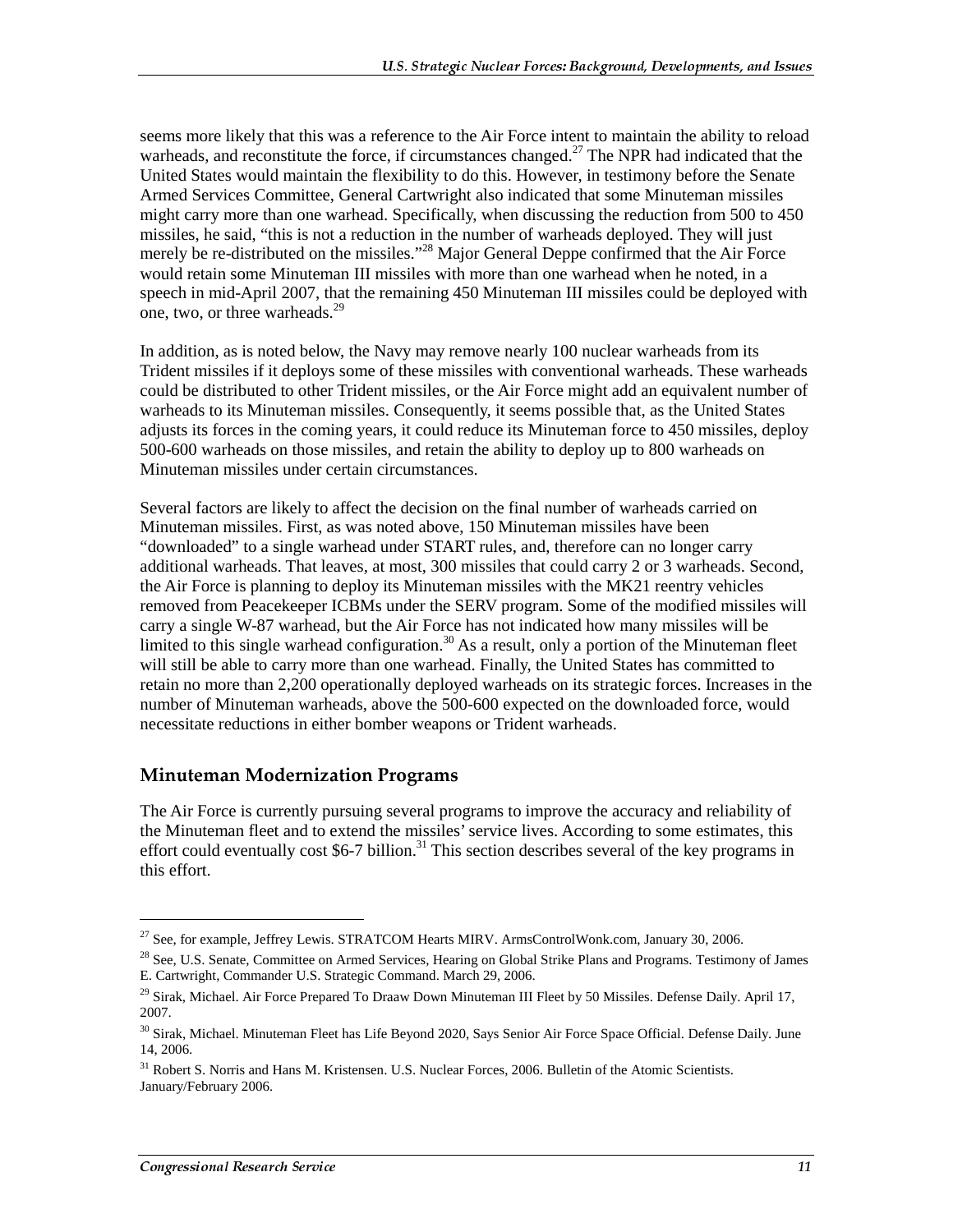seems more likely that this was a reference to the Air Force intent to maintain the ability to reload warheads, and reconstitute the force, if circumstances changed.[27] The NPR had indicated that the United States would maintain the flexibility to do this. However, in testimony before the Senate Armed Services Committee, General Cartwright also indicated that some Minuteman missiles might carry more than one warhead. Specifically, when discussing the reduction from 500 to 450 missiles, he said, "this is not a reduction in the number of warheads deployed. They will just merely be re-distributed on the missiles."[28] Major General Deppe confirmed that the Air Force would retain some Minuteman III missiles with more than one warhead when he noted, in a speech in mid-April 2007, that the remaining 450 Minuteman III missiles could be deployed with one, two, or three warheads.[29]

In addition, as is noted below, the Navy may remove nearly 100 nuclear warheads from its Trident missiles if it deploys some of these missiles with conventional warheads. These warheads could be distributed to other Trident missiles, or the Air Force might add an equivalent number of warheads to its Minuteman missiles. Consequently, it seems possible that, as the United States adjusts its forces in the coming years, it could reduce its Minuteman force to 450 missiles, deploy 500-600 warheads on those missiles, and retain the ability to deploy up to 800 warheads on Minuteman missiles under certain circumstances.

Several factors are likely to affect the decision on the final number of warheads carried on Minuteman missiles. First, as was noted above, 150 Minuteman missiles have been "downloaded" to a single warhead under START rules, and, therefore can no longer carry additional warheads. That leaves, at most, 300 missiles that could carry 2 or 3 warheads. Second, the Air Force is planning to deploy its Minuteman missiles with the MK21 reentry vehicles removed from Peacekeeper ICBMs under the SERV program. Some of the modified missiles will carry a single W-87 warhead, but the Air Force has not indicated how many missiles will be limited to this single warhead configuration.[30] As a result, only a portion of the Minuteman fleet will still be able to carry more than one warhead. Finally, the United States has committed to retain no more than 2,200 operationally deployed warheads on its strategic forces. Increases in the number of Minuteman warheads, above the 500-600 expected on the downloaded force, would necessitate reductions in either bomber weapons or Trident warheads.

## Minuteman Modernization Programs

The Air Force is currently pursuing several programs to improve the accuracy and reliability of the Minuteman fleet and to extend the missiles' service lives. According to some estimates, this effort could eventually cost $6-7 billion.[31] This section describes several of the key programs in this effort.

---

[27] See, for example, Jeffrey Lewis. STRATCOM Hearts MIRV. ArmsControlWonk.com, January 30, 2006.

[28] See, U.S. Senate, Committee on Armed Services, Hearing on Global Strike Plans and Programs. Testimony of James E. Cartwright, Commander U.S. Strategic Command. March 29, 2006.

[29] Sirak, Michael. Air Force Prepared To Draaw Down Minuteman III Fleet by 50 Missiles. Defense Daily. April 17, 2007.

[30] Sirak, Michael. Minuteman Fleet has Life Beyond 2020, Says Senior Air Force Space Official. Defense Daily. June 14, 2006.

[31] Robert S. Norris and Hans M. Kristensen. U.S. Nuclear Forces, 2006. Bulletin of the Atomic Scientists. January/February 2006.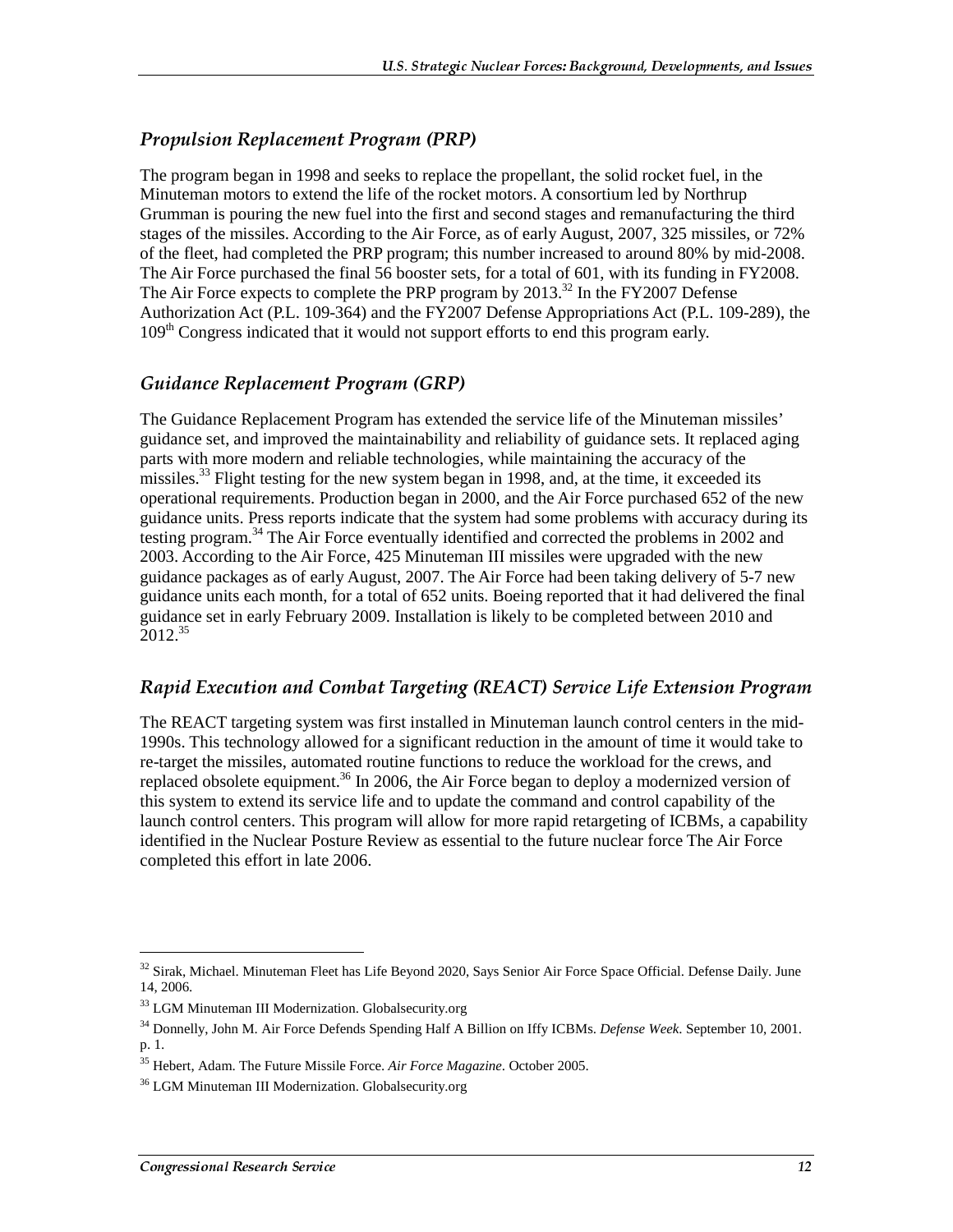### *Propulsion Replacement Program (PRP)*

The program began in 1998 and seeks to replace the propellant, the solid rocket fuel, in the Minuteman motors to extend the life of the rocket motors. A consortium led by Northrup Grumman is pouring the new fuel into the first and second stages and remanufacturing the third stages of the missiles. According to the Air Force, as of early August, 2007, 325 missiles, or 72% of the fleet, had completed the PRP program; this number increased to around 80% by mid-2008. The Air Force purchased the final 56 booster sets, for a total of 601, with its funding in FY2008. The Air Force expects to complete the PRP program by 2013.[32] In the FY2007 Defense Authorization Act (P.L. 109-364) and the FY2007 Defense Appropriations Act (P.L. 109-289), the 109th Congress indicated that it would not support efforts to end this program early.

### *Guidance Replacement Program (GRP)*

The Guidance Replacement Program has extended the service life of the Minuteman missiles' guidance set, and improved the maintainability and reliability of guidance sets. It replaced aging parts with more modern and reliable technologies, while maintaining the accuracy of the missiles.[33] Flight testing for the new system began in 1998, and, at the time, it exceeded its operational requirements. Production began in 2000, and the Air Force purchased 652 of the new guidance units. Press reports indicate that the system had some problems with accuracy during its testing program.[34] The Air Force eventually identified and corrected the problems in 2002 and 2003. According to the Air Force, 425 Minuteman III missiles were upgraded with the new guidance packages as of early August, 2007. The Air Force had been taking delivery of 5-7 new guidance units each month, for a total of 652 units. Boeing reported that it had delivered the final guidance set in early February 2009. Installation is likely to be completed between 2010 and 2012.[35]

### *Rapid Execution and Combat Targeting (REACT) Service Life Extension Program*

The REACT targeting system was first installed in Minuteman launch control centers in the mid-1990s. This technology allowed for a significant reduction in the amount of time it would take to re-target the missiles, automated routine functions to reduce the workload for the crews, and replaced obsolete equipment.[36] In 2006, the Air Force began to deploy a modernized version of this system to extend its service life and to update the command and control capability of the launch control centers. This program will allow for more rapid retargeting of ICBMs, a capability identified in the Nuclear Posture Review as essential to the future nuclear force The Air Force completed this effort in late 2006.

---

[32] Sirak, Michael. Minuteman Fleet has Life Beyond 2020, Says Senior Air Force Space Official. Defense Daily. June 14, 2006.

[33] LGM Minuteman III Modernization. Globalsecurity.org

[34] Donnelly, John M. Air Force Defends Spending Half A Billion on Iffy ICBMs. *Defense Week*. September 10, 2001. p. 1.

[35] Hebert, Adam. The Future Missile Force. *Air Force Magazine*. October 2005.

[36] LGM Minuteman III Modernization. Globalsecurity.org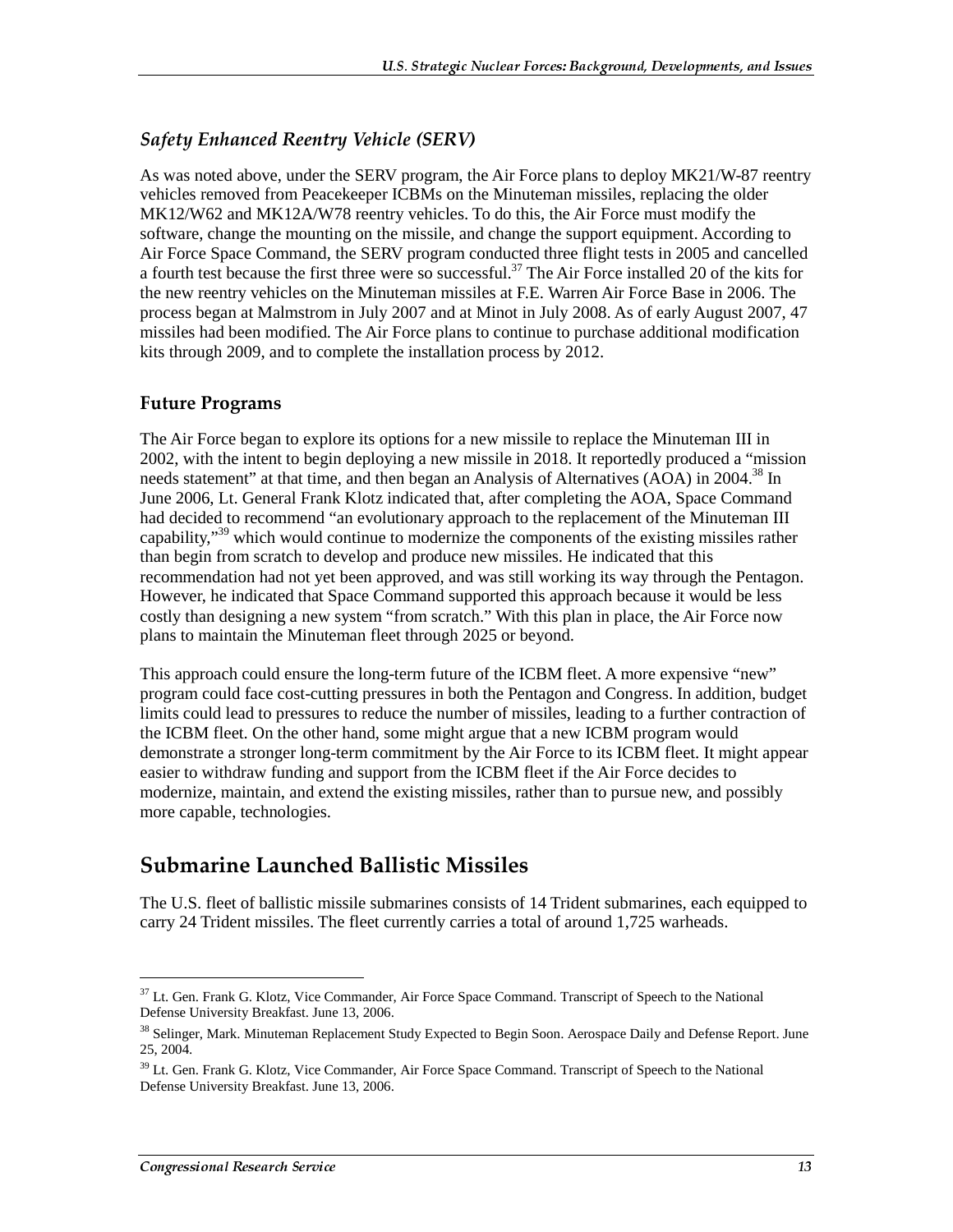### *Safety Enhanced Reentry Vehicle (SERV)*

As was noted above, under the SERV program, the Air Force plans to deploy MK21/W-87 reentry vehicles removed from Peacekeeper ICBMs on the Minuteman missiles, replacing the older MK12/W62 and MK12A/W78 reentry vehicles. To do this, the Air Force must modify the software, change the mounting on the missile, and change the support equipment. According to Air Force Space Command, the SERV program conducted three flight tests in 2005 and cancelled a fourth test because the first three were so successful.[37] The Air Force installed 20 of the kits for the new reentry vehicles on the Minuteman missiles at F.E. Warren Air Force Base in 2006. The process began at Malmstrom in July 2007 and at Minot in July 2008. As of early August 2007, 47 missiles had been modified. The Air Force plans to continue to purchase additional modification kits through 2009, and to complete the installation process by 2012.

### Future Programs

The Air Force began to explore its options for a new missile to replace the Minuteman III in 2002, with the intent to begin deploying a new missile in 2018. It reportedly produced a "mission needs statement" at that time, and then began an Analysis of Alternatives (AOA) in 2004.[38] In June 2006, Lt. General Frank Klotz indicated that, after completing the AOA, Space Command had decided to recommend "an evolutionary approach to the replacement of the Minuteman III capability,"[39] which would continue to modernize the components of the existing missiles rather than begin from scratch to develop and produce new missiles. He indicated that this recommendation had not yet been approved, and was still working its way through the Pentagon. However, he indicated that Space Command supported this approach because it would be less costly than designing a new system "from scratch." With this plan in place, the Air Force now plans to maintain the Minuteman fleet through 2025 or beyond.

This approach could ensure the long-term future of the ICBM fleet. A more expensive "new" program could face cost-cutting pressures in both the Pentagon and Congress. In addition, budget limits could lead to pressures to reduce the number of missiles, leading to a further contraction of the ICBM fleet. On the other hand, some might argue that a new ICBM program would demonstrate a stronger long-term commitment by the Air Force to its ICBM fleet. It might appear easier to withdraw funding and support from the ICBM fleet if the Air Force decides to modernize, maintain, and extend the existing missiles, rather than to pursue new, and possibly more capable, technologies.

## Submarine Launched Ballistic Missiles

The U.S. fleet of ballistic missile submarines consists of 14 Trident submarines, each equipped to carry 24 Trident missiles. The fleet currently carries a total of around 1,725 warheads.

---

[37] Lt. Gen. Frank G. Klotz, Vice Commander, Air Force Space Command. Transcript of Speech to the National Defense University Breakfast. June 13, 2006.

[38] Selinger, Mark. Minuteman Replacement Study Expected to Begin Soon. Aerospace Daily and Defense Report. June 25, 2004.

[39] Lt. Gen. Frank G. Klotz, Vice Commander, Air Force Space Command. Transcript of Speech to the National Defense University Breakfast. June 13, 2006.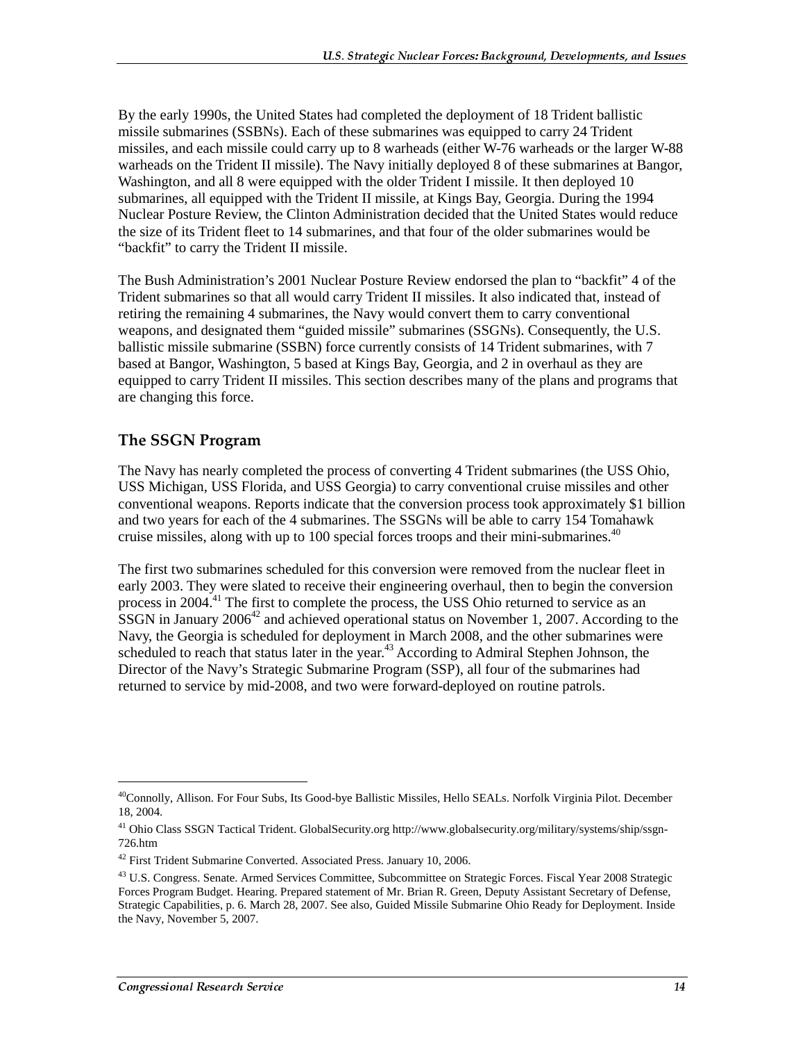By the early 1990s, the United States had completed the deployment of 18 Trident ballistic missile submarines (SSBNs). Each of these submarines was equipped to carry 24 Trident missiles, and each missile could carry up to 8 warheads (either W-76 warheads or the larger W-88 warheads on the Trident II missile). The Navy initially deployed 8 of these submarines at Bangor, Washington, and all 8 were equipped with the older Trident I missile. It then deployed 10 submarines, all equipped with the Trident II missile, at Kings Bay, Georgia. During the 1994 Nuclear Posture Review, the Clinton Administration decided that the United States would reduce the size of its Trident fleet to 14 submarines, and that four of the older submarines would be "backfit" to carry the Trident II missile.

The Bush Administration's 2001 Nuclear Posture Review endorsed the plan to "backfit" 4 of the Trident submarines so that all would carry Trident II missiles. It also indicated that, instead of retiring the remaining 4 submarines, the Navy would convert them to carry conventional weapons, and designated them "guided missile" submarines (SSGNs). Consequently, the U.S. ballistic missile submarine (SSBN) force currently consists of 14 Trident submarines, with 7 based at Bangor, Washington, 5 based at Kings Bay, Georgia, and 2 in overhaul as they are equipped to carry Trident II missiles. This section describes many of the plans and programs that are changing this force.

## The SSGN Program

The Navy has nearly completed the process of converting 4 Trident submarines (the USS Ohio, USS Michigan, USS Florida, and USS Georgia) to carry conventional cruise missiles and other conventional weapons. Reports indicate that the conversion process took approximately $1 billion and two years for each of the 4 submarines. The SSGNs will be able to carry 154 Tomahawk cruise missiles, along with up to 100 special forces troops and their mini-submarines.[40]

The first two submarines scheduled for this conversion were removed from the nuclear fleet in early 2003. They were slated to receive their engineering overhaul, then to begin the conversion process in 2004.[41] The first to complete the process, the USS Ohio returned to service as an SSGN in January 2006[42] and achieved operational status on November 1, 2007. According to the Navy, the Georgia is scheduled for deployment in March 2008, and the other submarines were scheduled to reach that status later in the year.[43] According to Admiral Stephen Johnson, the Director of the Navy's Strategic Submarine Program (SSP), all four of the submarines had returned to service by mid-2008, and two were forward-deployed on routine patrols.

---

[40] Connolly, Allison. For Four Subs, Its Good-bye Ballistic Missiles, Hello SEALs. Norfolk Virginia Pilot. December 18, 2004.

[41] Ohio Class SSGN Tactical Trident. GlobalSecurity.org http://www.globalsecurity.org/military/systems/ship/ssgn-726.htm

[42] First Trident Submarine Converted. Associated Press. January 10, 2006.

[43] U.S. Congress. Senate. Armed Services Committee, Subcommittee on Strategic Forces. Fiscal Year 2008 Strategic Forces Program Budget. Hearing. Prepared statement of Mr. Brian R. Green, Deputy Assistant Secretary of Defense, Strategic Capabilities, p. 6. March 28, 2007. See also, Guided Missile Submarine Ohio Ready for Deployment. Inside the Navy, November 5, 2007.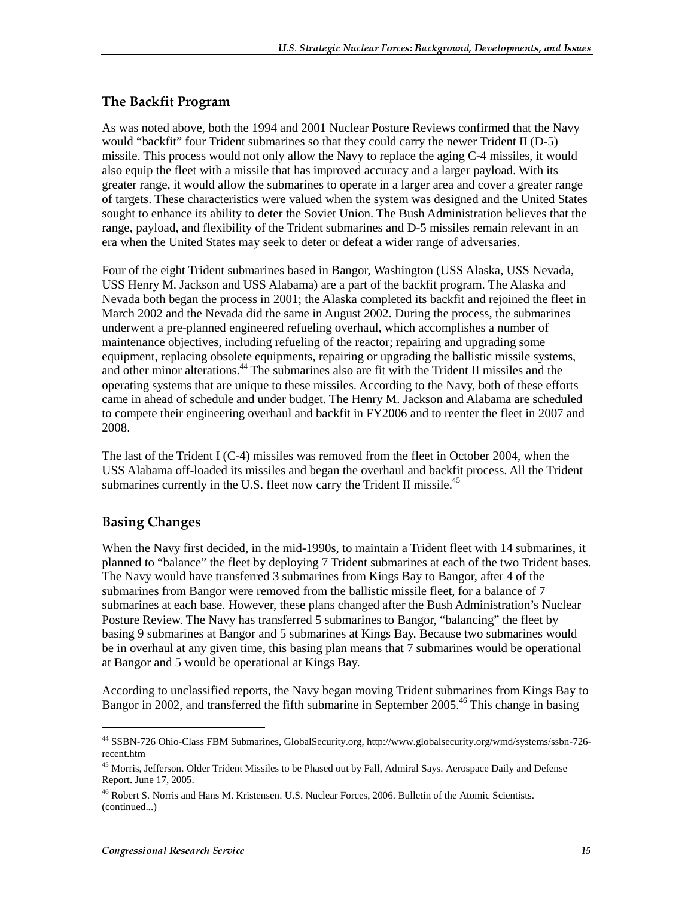## The Backfit Program

As was noted above, both the 1994 and 2001 Nuclear Posture Reviews confirmed that the Navy would "backfit" four Trident submarines so that they could carry the newer Trident II (D-5) missile. This process would not only allow the Navy to replace the aging C-4 missiles, it would also equip the fleet with a missile that has improved accuracy and a larger payload. With its greater range, it would allow the submarines to operate in a larger area and cover a greater range of targets. These characteristics were valued when the system was designed and the United States sought to enhance its ability to deter the Soviet Union. The Bush Administration believes that the range, payload, and flexibility of the Trident submarines and D-5 missiles remain relevant in an era when the United States may seek to deter or defeat a wider range of adversaries.

Four of the eight Trident submarines based in Bangor, Washington (USS Alaska, USS Nevada, USS Henry M. Jackson and USS Alabama) are a part of the backfit program. The Alaska and Nevada both began the process in 2001; the Alaska completed its backfit and rejoined the fleet in March 2002 and the Nevada did the same in August 2002. During the process, the submarines underwent a pre-planned engineered refueling overhaul, which accomplishes a number of maintenance objectives, including refueling of the reactor; repairing and upgrading some equipment, replacing obsolete equipments, repairing or upgrading the ballistic missile systems, and other minor alterations.[44] The submarines also are fit with the Trident II missiles and the operating systems that are unique to these missiles. According to the Navy, both of these efforts came in ahead of schedule and under budget. The Henry M. Jackson and Alabama are scheduled to compete their engineering overhaul and backfit in FY2006 and to reenter the fleet in 2007 and 2008.

The last of the Trident I (C-4) missiles was removed from the fleet in October 2004, when the USS Alabama off-loaded its missiles and began the overhaul and backfit process. All the Trident submarines currently in the U.S. fleet now carry the Trident II missile.[45]

## Basing Changes

When the Navy first decided, in the mid-1990s, to maintain a Trident fleet with 14 submarines, it planned to "balance" the fleet by deploying 7 Trident submarines at each of the two Trident bases. The Navy would have transferred 3 submarines from Kings Bay to Bangor, after 4 of the submarines from Bangor were removed from the ballistic missile fleet, for a balance of 7 submarines at each base. However, these plans changed after the Bush Administration's Nuclear Posture Review. The Navy has transferred 5 submarines to Bangor, "balancing" the fleet by basing 9 submarines at Bangor and 5 submarines at Kings Bay. Because two submarines would be in overhaul at any given time, this basing plan means that 7 submarines would be operational at Bangor and 5 would be operational at Kings Bay.

According to unclassified reports, the Navy began moving Trident submarines from Kings Bay to Bangor in 2002, and transferred the fifth submarine in September 2005.[46] This change in basing

---

[44] SSBN-726 Ohio-Class FBM Submarines, GlobalSecurity.org, http://www.globalsecurity.org/wmd/systems/ssbn-726-recent.htm

[45] Morris, Jefferson. Older Trident Missiles to be Phased out by Fall, Admiral Says. Aerospace Daily and Defense Report. June 17, 2005.

[46] Robert S. Norris and Hans M. Kristensen. U.S. Nuclear Forces, 2006. Bulletin of the Atomic Scientists. (continued...)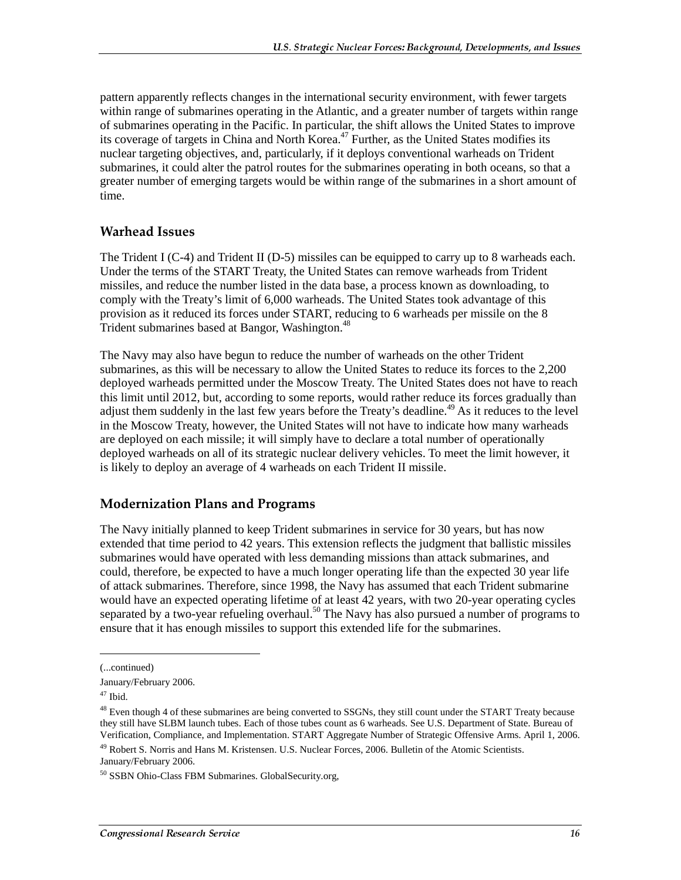pattern apparently reflects changes in the international security environment, with fewer targets within range of submarines operating in the Atlantic, and a greater number of targets within range of submarines operating in the Pacific. In particular, the shift allows the United States to improve its coverage of targets in China and North Korea.[47] Further, as the United States modifies its nuclear targeting objectives, and, particularly, if it deploys conventional warheads on Trident submarines, it could alter the patrol routes for the submarines operating in both oceans, so that a greater number of emerging targets would be within range of the submarines in a short amount of time.

## Warhead Issues

The Trident I (C-4) and Trident II (D-5) missiles can be equipped to carry up to 8 warheads each. Under the terms of the START Treaty, the United States can remove warheads from Trident missiles, and reduce the number listed in the data base, a process known as downloading, to comply with the Treaty's limit of 6,000 warheads. The United States took advantage of this provision as it reduced its forces under START, reducing to 6 warheads per missile on the 8 Trident submarines based at Bangor, Washington.[48]

The Navy may also have begun to reduce the number of warheads on the other Trident submarines, as this will be necessary to allow the United States to reduce its forces to the 2,200 deployed warheads permitted under the Moscow Treaty. The United States does not have to reach this limit until 2012, but, according to some reports, would rather reduce its forces gradually than adjust them suddenly in the last few years before the Treaty's deadline.[49] As it reduces to the level in the Moscow Treaty, however, the United States will not have to indicate how many warheads are deployed on each missile; it will simply have to declare a total number of operationally deployed warheads on all of its strategic nuclear delivery vehicles. To meet the limit however, it is likely to deploy an average of 4 warheads on each Trident II missile.

## Modernization Plans and Programs

The Navy initially planned to keep Trident submarines in service for 30 years, but has now extended that time period to 42 years. This extension reflects the judgment that ballistic missiles submarines would have operated with less demanding missions than attack submarines, and could, therefore, be expected to have a much longer operating life than the expected 30 year life of attack submarines. Therefore, since 1998, the Navy has assumed that each Trident submarine would have an expected operating lifetime of at least 42 years, with two 20-year operating cycles separated by a two-year refueling overhaul.[50] The Navy has also pursued a number of programs to ensure that it has enough missiles to support this extended life for the submarines.

---

(...continued)

January/February 2006.

[47] Ibid.

[48] Even though 4 of these submarines are being converted to SSGNs, they still count under the START Treaty because they still have SLBM launch tubes. Each of those tubes count as 6 warheads. See U.S. Department of State. Bureau of Verification, Compliance, and Implementation. START Aggregate Number of Strategic Offensive Arms. April 1, 2006.

[49] Robert S. Norris and Hans M. Kristensen. U.S. Nuclear Forces, 2006. Bulletin of the Atomic Scientists. January/February 2006.

[50] SSBN Ohio-Class FBM Submarines. GlobalSecurity.org,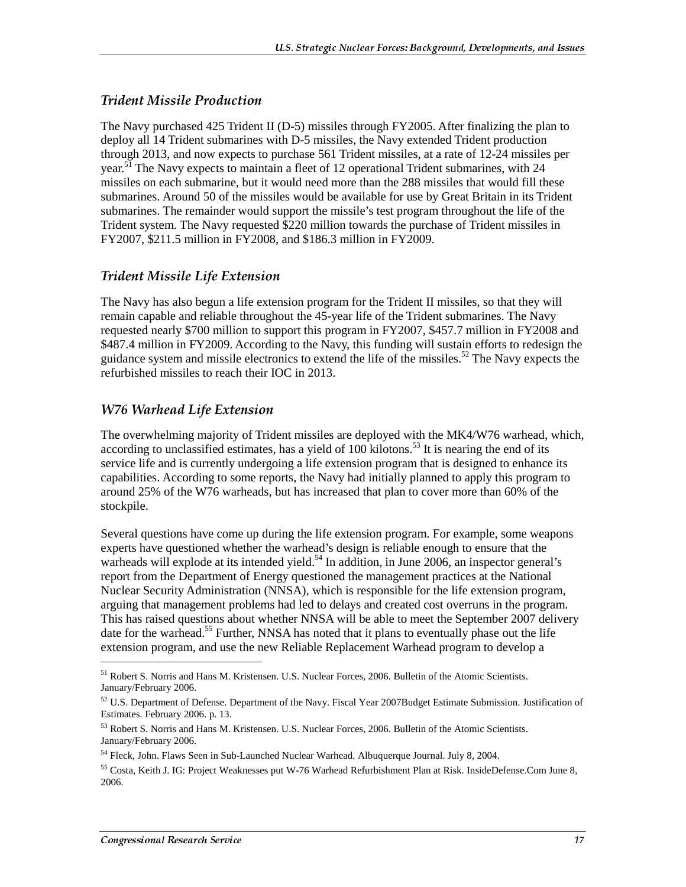## *Trident Missile Production*

The Navy purchased 425 Trident II (D-5) missiles through FY2005. After finalizing the plan to deploy all 14 Trident submarines with D-5 missiles, the Navy extended Trident production through 2013, and now expects to purchase 561 Trident missiles, at a rate of 12-24 missiles per year.[51] The Navy expects to maintain a fleet of 12 operational Trident submarines, with 24 missiles on each submarine, but it would need more than the 288 missiles that would fill these submarines. Around 50 of the missiles would be available for use by Great Britain in its Trident submarines. The remainder would support the missile's test program throughout the life of the Trident system. The Navy requested $220 million towards the purchase of Trident missiles in FY2007, $211.5 million in FY2008, and $186.3 million in FY2009.

## *Trident Missile Life Extension*

The Navy has also begun a life extension program for the Trident II missiles, so that they will remain capable and reliable throughout the 45-year life of the Trident submarines. The Navy requested nearly $700 million to support this program in FY2007, $457.7 million in FY2008 and $487.4 million in FY2009. According to the Navy, this funding will sustain efforts to redesign the guidance system and missile electronics to extend the life of the missiles.[52] The Navy expects the refurbished missiles to reach their IOC in 2013.

## *W76 Warhead Life Extension*

The overwhelming majority of Trident missiles are deployed with the MK4/W76 warhead, which, according to unclassified estimates, has a yield of 100 kilotons.[53] It is nearing the end of its service life and is currently undergoing a life extension program that is designed to enhance its capabilities. According to some reports, the Navy had initially planned to apply this program to around 25% of the W76 warheads, but has increased that plan to cover more than 60% of the stockpile.

Several questions have come up during the life extension program. For example, some weapons experts have questioned whether the warhead's design is reliable enough to ensure that the warheads will explode at its intended yield.[54] In addition, in June 2006, an inspector general's report from the Department of Energy questioned the management practices at the National Nuclear Security Administration (NNSA), which is responsible for the life extension program, arguing that management problems had led to delays and created cost overruns in the program. This has raised questions about whether NNSA will be able to meet the September 2007 delivery date for the warhead.[55] Further, NNSA has noted that it plans to eventually phase out the life extension program, and use the new Reliable Replacement Warhead program to develop a

---

[51] Robert S. Norris and Hans M. Kristensen. U.S. Nuclear Forces, 2006. Bulletin of the Atomic Scientists. January/February 2006.

[52] U.S. Department of Defense. Department of the Navy. Fiscal Year 2007Budget Estimate Submission. Justification of Estimates. February 2006. p. 13.

[53] Robert S. Norris and Hans M. Kristensen. U.S. Nuclear Forces, 2006. Bulletin of the Atomic Scientists. January/February 2006.

[54] Fleck, John. Flaws Seen in Sub-Launched Nuclear Warhead. Albuquerque Journal. July 8, 2004.

[55] Costa, Keith J. IG: Project Weaknesses put W-76 Warhead Refurbishment Plan at Risk. InsideDefense.Com June 8, 2006.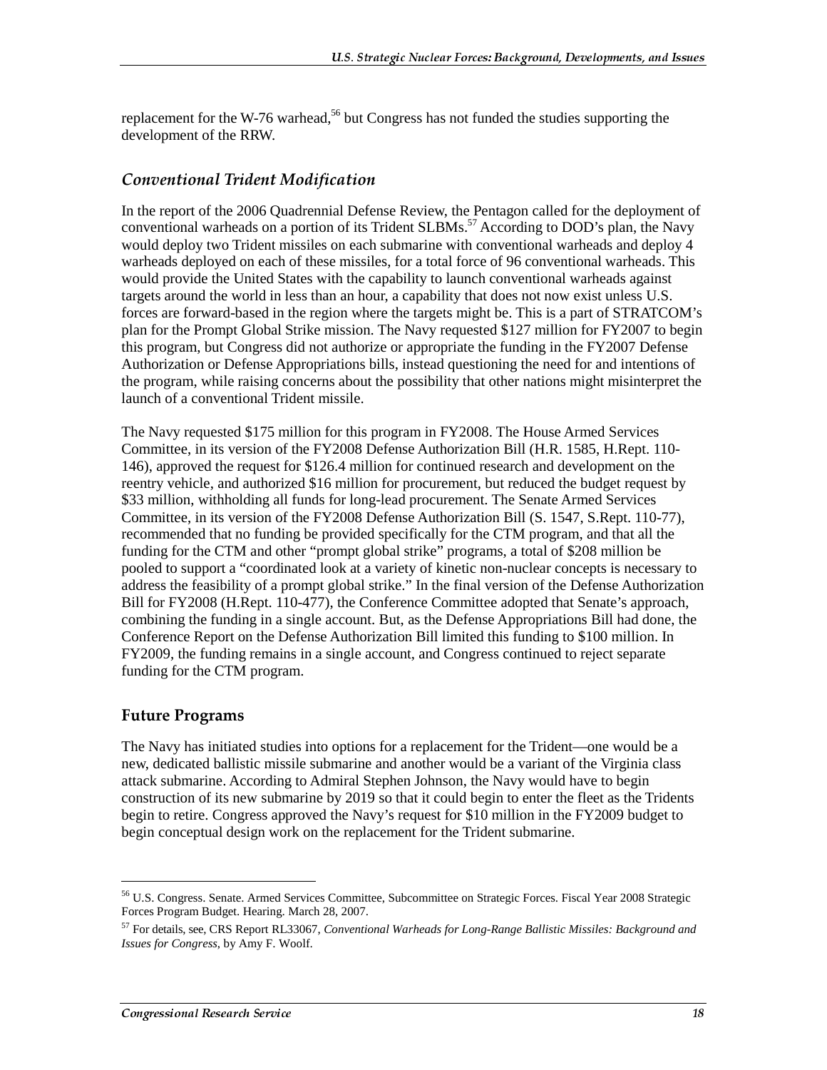replacement for the W-76 warhead,[56] but Congress has not funded the studies supporting the development of the RRW.

### *Conventional Trident Modification*

In the report of the 2006 Quadrennial Defense Review, the Pentagon called for the deployment of conventional warheads on a portion of its Trident SLBMs.[57] According to DOD's plan, the Navy would deploy two Trident missiles on each submarine with conventional warheads and deploy 4 warheads deployed on each of these missiles, for a total force of 96 conventional warheads. This would provide the United States with the capability to launch conventional warheads against targets around the world in less than an hour, a capability that does not now exist unless U.S. forces are forward-based in the region where the targets might be. This is a part of STRATCOM's plan for the Prompt Global Strike mission. The Navy requested $127 million for FY2007 to begin this program, but Congress did not authorize or appropriate the funding in the FY2007 Defense Authorization or Defense Appropriations bills, instead questioning the need for and intentions of the program, while raising concerns about the possibility that other nations might misinterpret the launch of a conventional Trident missile.

The Navy requested $175 million for this program in FY2008. The House Armed Services Committee, in its version of the FY2008 Defense Authorization Bill (H.R. 1585, H.Rept. 110-146), approved the request for $126.4 million for continued research and development on the reentry vehicle, and authorized $16 million for procurement, but reduced the budget request by $33 million, withholding all funds for long-lead procurement. The Senate Armed Services Committee, in its version of the FY2008 Defense Authorization Bill (S. 1547, S.Rept. 110-77), recommended that no funding be provided specifically for the CTM program, and that all the funding for the CTM and other "prompt global strike" programs, a total of $208 million be pooled to support a "coordinated look at a variety of kinetic non-nuclear concepts is necessary to address the feasibility of a prompt global strike." In the final version of the Defense Authorization Bill for FY2008 (H.Rept. 110-477), the Conference Committee adopted that Senate's approach, combining the funding in a single account. But, as the Defense Appropriations Bill had done, the Conference Report on the Defense Authorization Bill limited this funding to $100 million. In FY2009, the funding remains in a single account, and Congress continued to reject separate funding for the CTM program.

## Future Programs

The Navy has initiated studies into options for a replacement for the Trident—one would be a new, dedicated ballistic missile submarine and another would be a variant of the Virginia class attack submarine. According to Admiral Stephen Johnson, the Navy would have to begin construction of its new submarine by 2019 so that it could begin to enter the fleet as the Tridents begin to retire. Congress approved the Navy's request for $10 million in the FY2009 budget to begin conceptual design work on the replacement for the Trident submarine.

---

[56] U.S. Congress. Senate. Armed Services Committee, Subcommittee on Strategic Forces. Fiscal Year 2008 Strategic Forces Program Budget. Hearing. March 28, 2007.

[57] For details, see, CRS Report RL33067, *Conventional Warheads for Long-Range Ballistic Missiles: Background and Issues for Congress*, by Amy F. Woolf.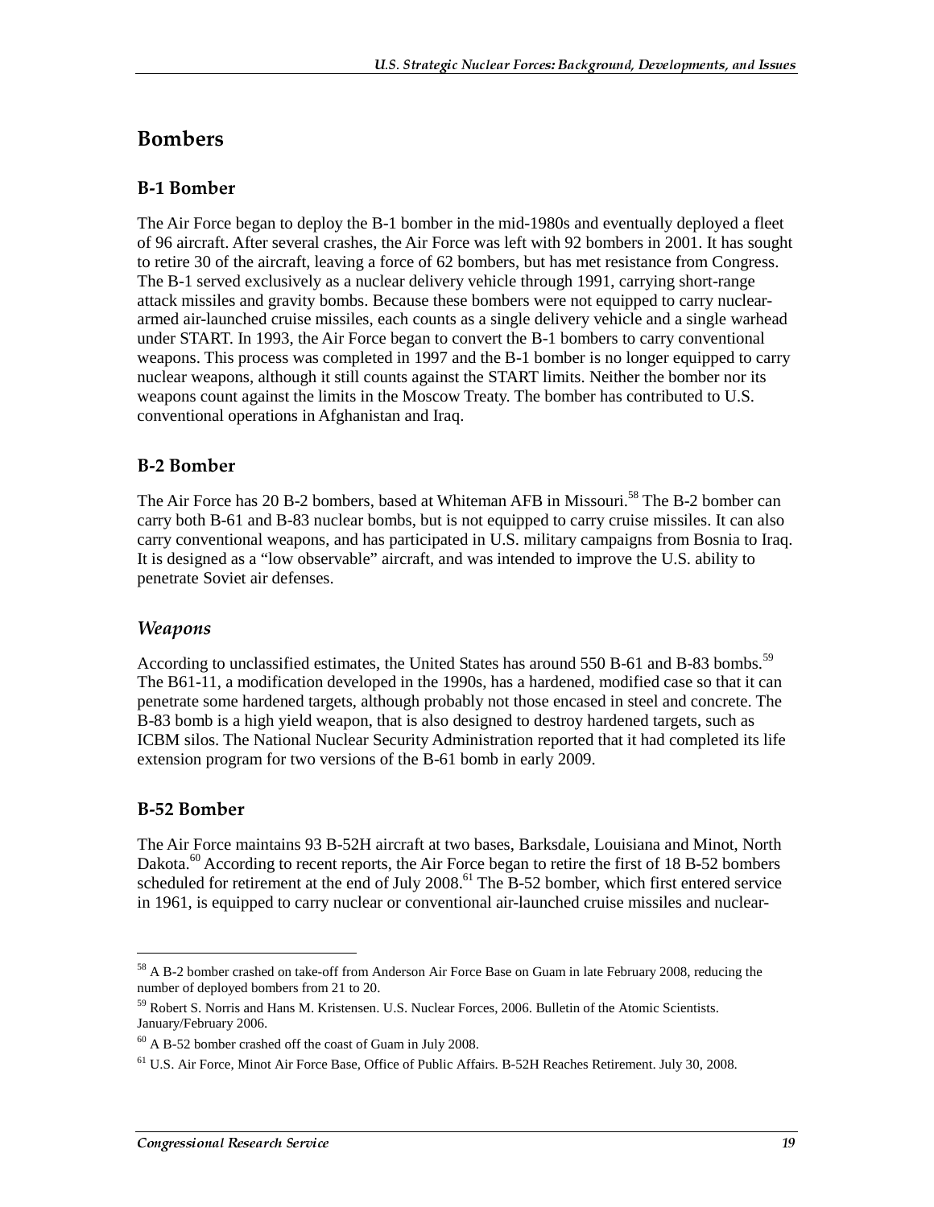## Bombers

### B-1 Bomber

The Air Force began to deploy the B-1 bomber in the mid-1980s and eventually deployed a fleet of 96 aircraft. After several crashes, the Air Force was left with 92 bombers in 2001. It has sought to retire 30 of the aircraft, leaving a force of 62 bombers, but has met resistance from Congress. The B-1 served exclusively as a nuclear delivery vehicle through 1991, carrying short-range attack missiles and gravity bombs. Because these bombers were not equipped to carry nuclear-armed air-launched cruise missiles, each counts as a single delivery vehicle and a single warhead under START. In 1993, the Air Force began to convert the B-1 bombers to carry conventional weapons. This process was completed in 1997 and the B-1 bomber is no longer equipped to carry nuclear weapons, although it still counts against the START limits. Neither the bomber nor its weapons count against the limits in the Moscow Treaty. The bomber has contributed to U.S. conventional operations in Afghanistan and Iraq.

### B-2 Bomber

The Air Force has 20 B-2 bombers, based at Whiteman AFB in Missouri.[58] The B-2 bomber can carry both B-61 and B-83 nuclear bombs, but is not equipped to carry cruise missiles. It can also carry conventional weapons, and has participated in U.S. military campaigns from Bosnia to Iraq. It is designed as a "low observable" aircraft, and was intended to improve the U.S. ability to penetrate Soviet air defenses.

#### *Weapons*

According to unclassified estimates, the United States has around 550 B-61 and B-83 bombs.[59] The B61-11, a modification developed in the 1990s, has a hardened, modified case so that it can penetrate some hardened targets, although probably not those encased in steel and concrete. The B-83 bomb is a high yield weapon, that is also designed to destroy hardened targets, such as ICBM silos. The National Nuclear Security Administration reported that it had completed its life extension program for two versions of the B-61 bomb in early 2009.

### B-52 Bomber

The Air Force maintains 93 B-52H aircraft at two bases, Barksdale, Louisiana and Minot, North Dakota.[60] According to recent reports, the Air Force began to retire the first of 18 B-52 bombers scheduled for retirement at the end of July 2008.[61] The B-52 bomber, which first entered service in 1961, is equipped to carry nuclear or conventional air-launched cruise missiles and nuclear-

---

[58] A B-2 bomber crashed on take-off from Anderson Air Force Base on Guam in late February 2008, reducing the number of deployed bombers from 21 to 20.

[59] Robert S. Norris and Hans M. Kristensen. U.S. Nuclear Forces, 2006. Bulletin of the Atomic Scientists. January/February 2006.

[60] A B-52 bomber crashed off the coast of Guam in July 2008.

[61] U.S. Air Force, Minot Air Force Base, Office of Public Affairs. B-52H Reaches Retirement. July 30, 2008.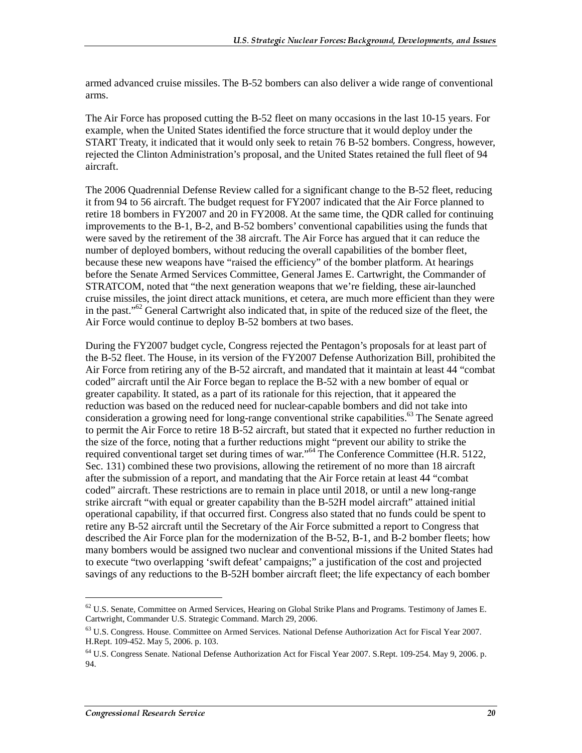armed advanced cruise missiles. The B-52 bombers can also deliver a wide range of conventional arms.

The Air Force has proposed cutting the B-52 fleet on many occasions in the last 10-15 years. For example, when the United States identified the force structure that it would deploy under the START Treaty, it indicated that it would only seek to retain 76 B-52 bombers. Congress, however, rejected the Clinton Administration's proposal, and the United States retained the full fleet of 94 aircraft.

The 2006 Quadrennial Defense Review called for a significant change to the B-52 fleet, reducing it from 94 to 56 aircraft. The budget request for FY2007 indicated that the Air Force planned to retire 18 bombers in FY2007 and 20 in FY2008. At the same time, the QDR called for continuing improvements to the B-1, B-2, and B-52 bombers' conventional capabilities using the funds that were saved by the retirement of the 38 aircraft. The Air Force has argued that it can reduce the number of deployed bombers, without reducing the overall capabilities of the bomber fleet, because these new weapons have "raised the efficiency" of the bomber platform. At hearings before the Senate Armed Services Committee, General James E. Cartwright, the Commander of STRATCOM, noted that "the next generation weapons that we're fielding, these air-launched cruise missiles, the joint direct attack munitions, et cetera, are much more efficient than they were in the past."[62] General Cartwright also indicated that, in spite of the reduced size of the fleet, the Air Force would continue to deploy B-52 bombers at two bases.

During the FY2007 budget cycle, Congress rejected the Pentagon's proposals for at least part of the B-52 fleet. The House, in its version of the FY2007 Defense Authorization Bill, prohibited the Air Force from retiring any of the B-52 aircraft, and mandated that it maintain at least 44 "combat coded" aircraft until the Air Force began to replace the B-52 with a new bomber of equal or greater capability. It stated, as a part of its rationale for this rejection, that it appeared the reduction was based on the reduced need for nuclear-capable bombers and did not take into consideration a growing need for long-range conventional strike capabilities.[63] The Senate agreed to permit the Air Force to retire 18 B-52 aircraft, but stated that it expected no further reduction in the size of the force, noting that a further reductions might "prevent our ability to strike the required conventional target set during times of war."[64] The Conference Committee (H.R. 5122, Sec. 131) combined these two provisions, allowing the retirement of no more than 18 aircraft after the submission of a report, and mandating that the Air Force retain at least 44 "combat coded" aircraft. These restrictions are to remain in place until 2018, or until a new long-range strike aircraft "with equal or greater capability than the B-52H model aircraft" attained initial operational capability, if that occurred first. Congress also stated that no funds could be spent to retire any B-52 aircraft until the Secretary of the Air Force submitted a report to Congress that described the Air Force plan for the modernization of the B-52, B-1, and B-2 bomber fleets; how many bombers would be assigned two nuclear and conventional missions if the United States had to execute "two overlapping 'swift defeat' campaigns;" a justification of the cost and projected savings of any reductions to the B-52H bomber aircraft fleet; the life expectancy of each bomber

---

[62] U.S. Senate, Committee on Armed Services, Hearing on Global Strike Plans and Programs. Testimony of James E. Cartwright, Commander U.S. Strategic Command. March 29, 2006.

[63] U.S. Congress. House. Committee on Armed Services. National Defense Authorization Act for Fiscal Year 2007. H.Rept. 109-452. May 5, 2006. p. 103.

[64] U.S. Congress Senate. National Defense Authorization Act for Fiscal Year 2007. S.Rept. 109-254. May 9, 2006. p. 94.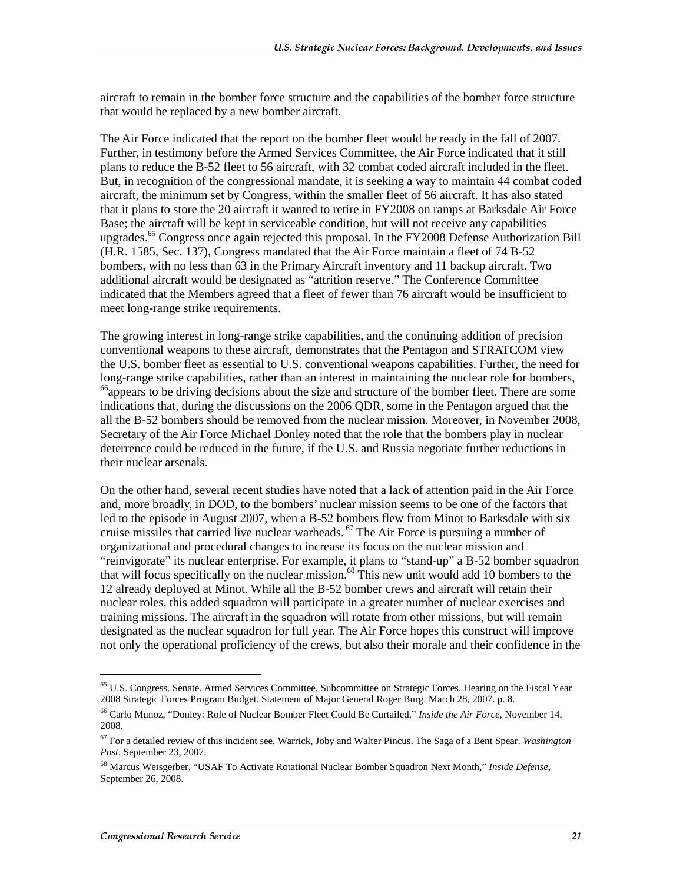aircraft to remain in the bomber force structure and the capabilities of the bomber force structure that would be replaced by a new bomber aircraft.

The Air Force indicated that the report on the bomber fleet would be ready in the fall of 2007. Further, in testimony before the Armed Services Committee, the Air Force indicated that it still plans to reduce the B-52 fleet to 56 aircraft, with 32 combat coded aircraft included in the fleet. But, in recognition of the congressional mandate, it is seeking a way to maintain 44 combat coded aircraft, the minimum set by Congress, within the smaller fleet of 56 aircraft. It has also stated that it plans to store the 20 aircraft it wanted to retire in FY2008 on ramps at Barksdale Air Force Base; the aircraft will be kept in serviceable condition, but will not receive any capabilities upgrades.[65] Congress once again rejected this proposal. In the FY2008 Defense Authorization Bill (H.R. 1585, Sec. 137), Congress mandated that the Air Force maintain a fleet of 74 B-52 bombers, with no less than 63 in the Primary Aircraft inventory and 11 backup aircraft. Two additional aircraft would be designated as "attrition reserve." The Conference Committee indicated that the Members agreed that a fleet of fewer than 76 aircraft would be insufficient to meet long-range strike requirements.

The growing interest in long-range strike capabilities, and the continuing addition of precision conventional weapons to these aircraft, demonstrates that the Pentagon and STRATCOM view the U.S. bomber fleet as essential to U.S. conventional weapons capabilities. Further, the need for long-range strike capabilities, rather than an interest in maintaining the nuclear role for bombers, [66]appears to be driving decisions about the size and structure of the bomber fleet. There are some indications that, during the discussions on the 2006 QDR, some in the Pentagon argued that the all the B-52 bombers should be removed from the nuclear mission. Moreover, in November 2008, Secretary of the Air Force Michael Donley noted that the role that the bombers play in nuclear deterrence could be reduced in the future, if the U.S. and Russia negotiate further reductions in their nuclear arsenals.

On the other hand, several recent studies have noted that a lack of attention paid in the Air Force and, more broadly, in DOD, to the bombers' nuclear mission seems to be one of the factors that led to the episode in August 2007, when a B-52 bombers flew from Minot to Barksdale with six cruise missiles that carried live nuclear warheads. [67] The Air Force is pursuing a number of organizational and procedural changes to increase its focus on the nuclear mission and "reinvigorate" its nuclear enterprise. For example, it plans to "stand-up" a B-52 bomber squadron that will focus specifically on the nuclear mission.[68] This new unit would add 10 bombers to the 12 already deployed at Minot. While all the B-52 bomber crews and aircraft will retain their nuclear roles, this added squadron will participate in a greater number of nuclear exercises and training missions. The aircraft in the squadron will rotate from other missions, but will remain designated as the nuclear squadron for full year. The Air Force hopes this construct will improve not only the operational proficiency of the crews, but also their morale and their confidence in the

---

[65] U.S. Congress. Senate. Armed Services Committee, Subcommittee on Strategic Forces. Hearing on the Fiscal Year 2008 Strategic Forces Program Budget. Statement of Major General Roger Burg. March 28, 2007. p. 8.

[66] Carlo Munoz, "Donley: Role of Nuclear Bomber Fleet Could Be Curtailed," *Inside the Air Force*, November 14, 2008.

[67] For a detailed review of this incident see, Warrick, Joby and Walter Pincus. The Saga of a Bent Spear. *Washington Post*. September 23, 2007.

[68] Marcus Weisgerber, "USAF To Activate Rotational Nuclear Bomber Squadron Next Month," *Inside Defense*, September 26, 2008.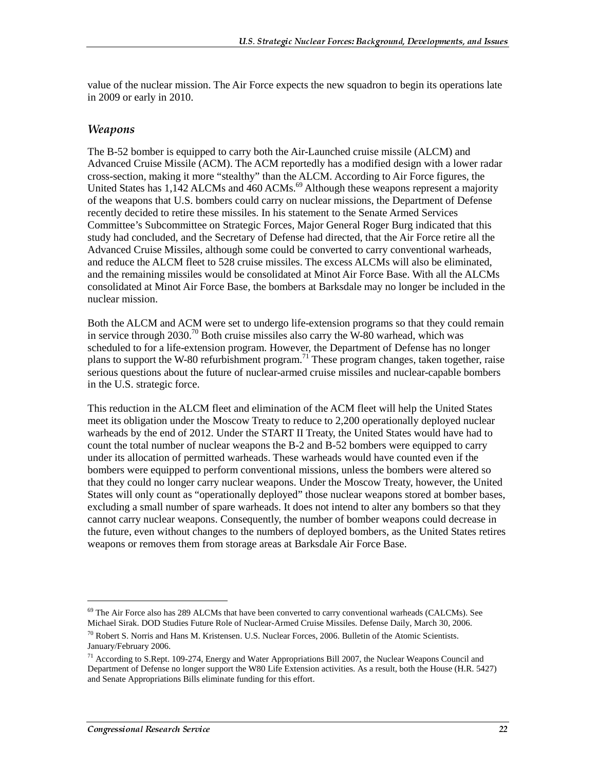value of the nuclear mission. The Air Force expects the new squadron to begin its operations late in 2009 or early in 2010.

### *Weapons*

The B-52 bomber is equipped to carry both the Air-Launched cruise missile (ALCM) and Advanced Cruise Missile (ACM). The ACM reportedly has a modified design with a lower radar cross-section, making it more "stealthy" than the ALCM. According to Air Force figures, the United States has 1,142 ALCMs and 460 ACMs.[69] Although these weapons represent a majority of the weapons that U.S. bombers could carry on nuclear missions, the Department of Defense recently decided to retire these missiles. In his statement to the Senate Armed Services Committee's Subcommittee on Strategic Forces, Major General Roger Burg indicated that this study had concluded, and the Secretary of Defense had directed, that the Air Force retire all the Advanced Cruise Missiles, although some could be converted to carry conventional warheads, and reduce the ALCM fleet to 528 cruise missiles. The excess ALCMs will also be eliminated, and the remaining missiles would be consolidated at Minot Air Force Base. With all the ALCMs consolidated at Minot Air Force Base, the bombers at Barksdale may no longer be included in the nuclear mission.

Both the ALCM and ACM were set to undergo life-extension programs so that they could remain in service through 2030.[70] Both cruise missiles also carry the W-80 warhead, which was scheduled to for a life-extension program. However, the Department of Defense has no longer plans to support the W-80 refurbishment program.[71] These program changes, taken together, raise serious questions about the future of nuclear-armed cruise missiles and nuclear-capable bombers in the U.S. strategic force.

This reduction in the ALCM fleet and elimination of the ACM fleet will help the United States meet its obligation under the Moscow Treaty to reduce to 2,200 operationally deployed nuclear warheads by the end of 2012. Under the START II Treaty, the United States would have had to count the total number of nuclear weapons the B-2 and B-52 bombers were equipped to carry under its allocation of permitted warheads. These warheads would have counted even if the bombers were equipped to perform conventional missions, unless the bombers were altered so that they could no longer carry nuclear weapons. Under the Moscow Treaty, however, the United States will only count as "operationally deployed" those nuclear weapons stored at bomber bases, excluding a small number of spare warheads. It does not intend to alter any bombers so that they cannot carry nuclear weapons. Consequently, the number of bomber weapons could decrease in the future, even without changes to the numbers of deployed bombers, as the United States retires weapons or removes them from storage areas at Barksdale Air Force Base.

---

[69] The Air Force also has 289 ALCMs that have been converted to carry conventional warheads (CALCMs). See Michael Sirak. DOD Studies Future Role of Nuclear-Armed Cruise Missiles. Defense Daily, March 30, 2006.

[70] Robert S. Norris and Hans M. Kristensen. U.S. Nuclear Forces, 2006. Bulletin of the Atomic Scientists. January/February 2006.

[71] According to S.Rept. 109-274, Energy and Water Appropriations Bill 2007, the Nuclear Weapons Council and Department of Defense no longer support the W80 Life Extension activities. As a result, both the House (H.R. 5427) and Senate Appropriations Bills eliminate funding for this effort.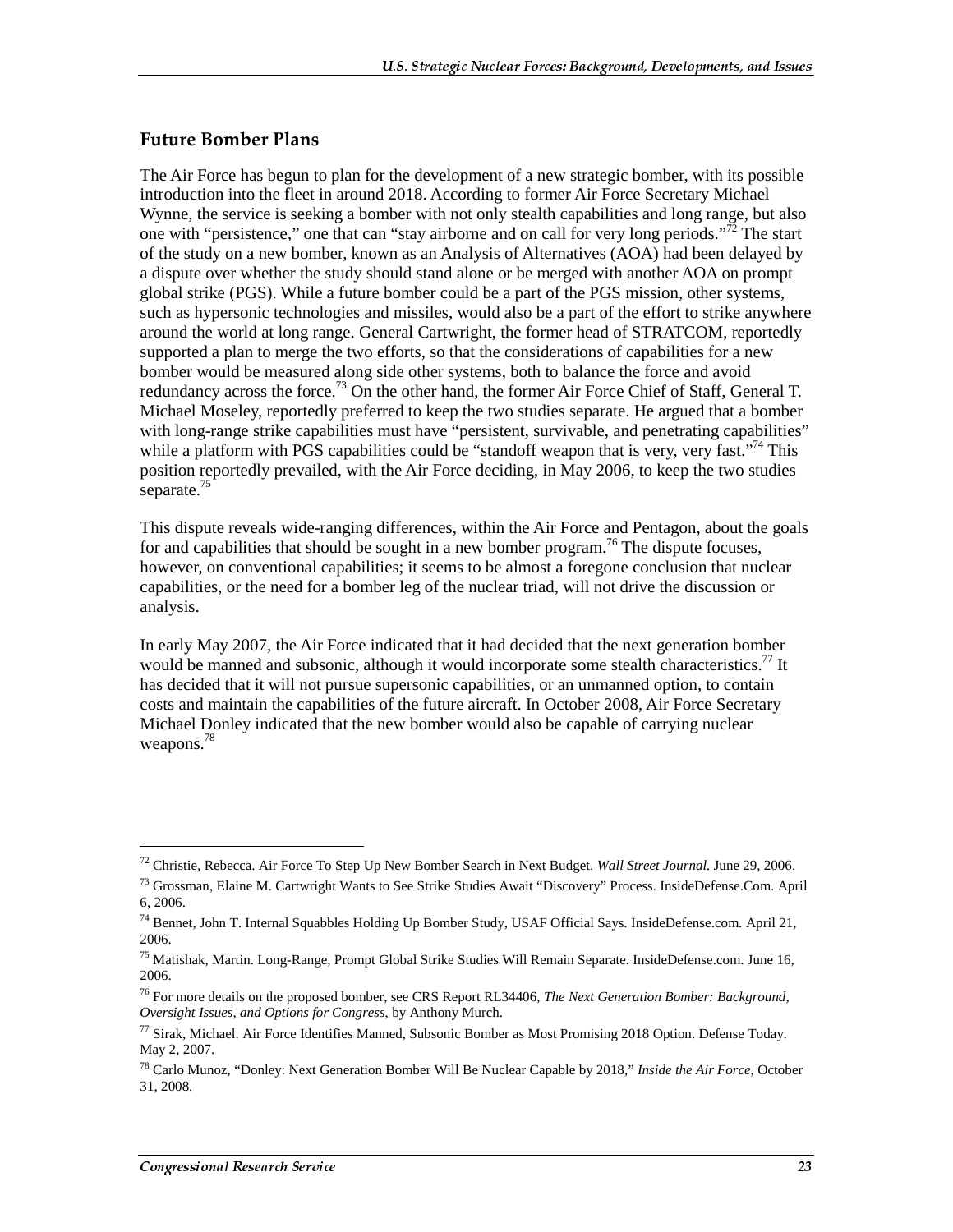## Future Bomber Plans

The Air Force has begun to plan for the development of a new strategic bomber, with its possible introduction into the fleet in around 2018. According to former Air Force Secretary Michael Wynne, the service is seeking a bomber with not only stealth capabilities and long range, but also one with "persistence," one that can "stay airborne and on call for very long periods."[72] The start of the study on a new bomber, known as an Analysis of Alternatives (AOA) had been delayed by a dispute over whether the study should stand alone or be merged with another AOA on prompt global strike (PGS). While a future bomber could be a part of the PGS mission, other systems, such as hypersonic technologies and missiles, would also be a part of the effort to strike anywhere around the world at long range. General Cartwright, the former head of STRATCOM, reportedly supported a plan to merge the two efforts, so that the considerations of capabilities for a new bomber would be measured along side other systems, both to balance the force and avoid redundancy across the force.[73] On the other hand, the former Air Force Chief of Staff, General T. Michael Moseley, reportedly preferred to keep the two studies separate. He argued that a bomber with long-range strike capabilities must have "persistent, survivable, and penetrating capabilities" while a platform with PGS capabilities could be "standoff weapon that is very, very fast."[74] This position reportedly prevailed, with the Air Force deciding, in May 2006, to keep the two studies separate.[75]

This dispute reveals wide-ranging differences, within the Air Force and Pentagon, about the goals for and capabilities that should be sought in a new bomber program.[76] The dispute focuses, however, on conventional capabilities; it seems to be almost a foregone conclusion that nuclear capabilities, or the need for a bomber leg of the nuclear triad, will not drive the discussion or analysis.

In early May 2007, the Air Force indicated that it had decided that the next generation bomber would be manned and subsonic, although it would incorporate some stealth characteristics.[77] It has decided that it will not pursue supersonic capabilities, or an unmanned option, to contain costs and maintain the capabilities of the future aircraft. In October 2008, Air Force Secretary Michael Donley indicated that the new bomber would also be capable of carrying nuclear weapons.[78]

---

[72] Christie, Rebecca. Air Force To Step Up New Bomber Search in Next Budget. *Wall Street Journal*. June 29, 2006.

[73] Grossman, Elaine M. Cartwright Wants to See Strike Studies Await "Discovery" Process. InsideDefense.Com. April 6, 2006.

[74] Bennet, John T. Internal Squabbles Holding Up Bomber Study, USAF Official Says. InsideDefense.com. April 21, 2006.

[75] Matishak, Martin. Long-Range, Prompt Global Strike Studies Will Remain Separate. InsideDefense.com. June 16, 2006.

[76] For more details on the proposed bomber, see CRS Report RL34406, *The Next Generation Bomber: Background, Oversight Issues, and Options for Congress*, by Anthony Murch.

[77] Sirak, Michael. Air Force Identifies Manned, Subsonic Bomber as Most Promising 2018 Option. Defense Today. May 2, 2007.

[78] Carlo Munoz, "Donley: Next Generation Bomber Will Be Nuclear Capable by 2018," *Inside the Air Force*, October 31, 2008.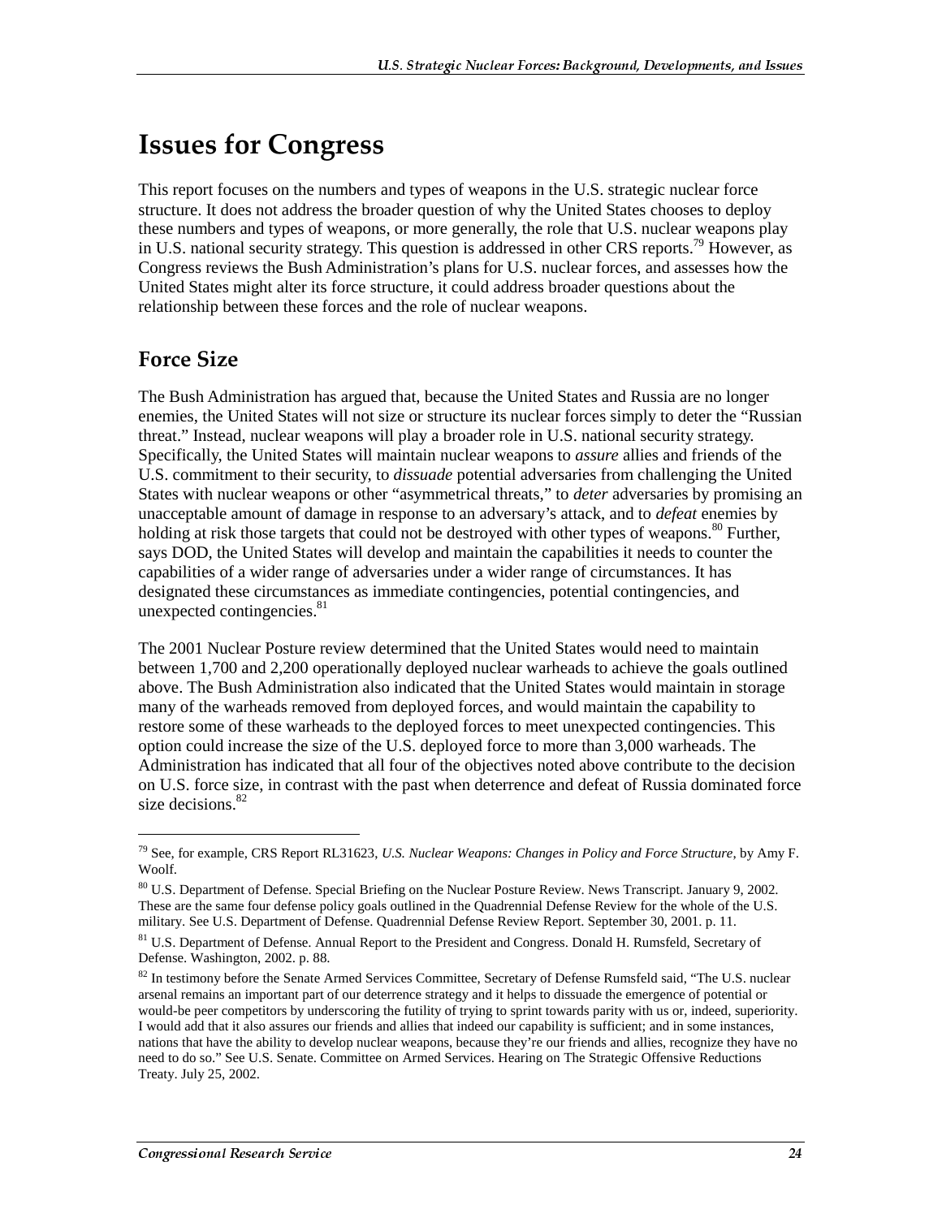# Issues for Congress

This report focuses on the numbers and types of weapons in the U.S. strategic nuclear force structure. It does not address the broader question of why the United States chooses to deploy these numbers and types of weapons, or more generally, the role that U.S. nuclear weapons play in U.S. national security strategy. This question is addressed in other CRS reports.[79] However, as Congress reviews the Bush Administration's plans for U.S. nuclear forces, and assesses how the United States might alter its force structure, it could address broader questions about the relationship between these forces and the role of nuclear weapons.

## Force Size

The Bush Administration has argued that, because the United States and Russia are no longer enemies, the United States will not size or structure its nuclear forces simply to deter the "Russian threat." Instead, nuclear weapons will play a broader role in U.S. national security strategy. Specifically, the United States will maintain nuclear weapons to *assure* allies and friends of the U.S. commitment to their security, to *dissuade* potential adversaries from challenging the United States with nuclear weapons or other "asymmetrical threats," to *deter* adversaries by promising an unacceptable amount of damage in response to an adversary's attack, and to *defeat* enemies by holding at risk those targets that could not be destroyed with other types of weapons.[80] Further, says DOD, the United States will develop and maintain the capabilities it needs to counter the capabilities of a wider range of adversaries under a wider range of circumstances. It has designated these circumstances as immediate contingencies, potential contingencies, and unexpected contingencies.[81]

The 2001 Nuclear Posture review determined that the United States would need to maintain between 1,700 and 2,200 operationally deployed nuclear warheads to achieve the goals outlined above. The Bush Administration also indicated that the United States would maintain in storage many of the warheads removed from deployed forces, and would maintain the capability to restore some of these warheads to the deployed forces to meet unexpected contingencies. This option could increase the size of the U.S. deployed force to more than 3,000 warheads. The Administration has indicated that all four of the objectives noted above contribute to the decision on U.S. force size, in contrast with the past when deterrence and defeat of Russia dominated force size decisions.[82]

---

[79] See, for example, CRS Report RL31623, *U.S. Nuclear Weapons: Changes in Policy and Force Structure*, by Amy F. Woolf.

[80] U.S. Department of Defense. Special Briefing on the Nuclear Posture Review. News Transcript. January 9, 2002. These are the same four defense policy goals outlined in the Quadrennial Defense Review for the whole of the U.S. military. See U.S. Department of Defense. Quadrennial Defense Review Report. September 30, 2001. p. 11.

[81] U.S. Department of Defense. Annual Report to the President and Congress. Donald H. Rumsfeld, Secretary of Defense. Washington, 2002. p. 88.

[82] In testimony before the Senate Armed Services Committee, Secretary of Defense Rumsfeld said, "The U.S. nuclear arsenal remains an important part of our deterrence strategy and it helps to dissuade the emergence of potential or would-be peer competitors by underscoring the futility of trying to sprint towards parity with us or, indeed, superiority. I would add that it also assures our friends and allies that indeed our capability is sufficient; and in some instances, nations that have the ability to develop nuclear weapons, because they're our friends and allies, recognize they have no need to do so." See U.S. Senate. Committee on Armed Services. Hearing on The Strategic Offensive Reductions Treaty. July 25, 2002.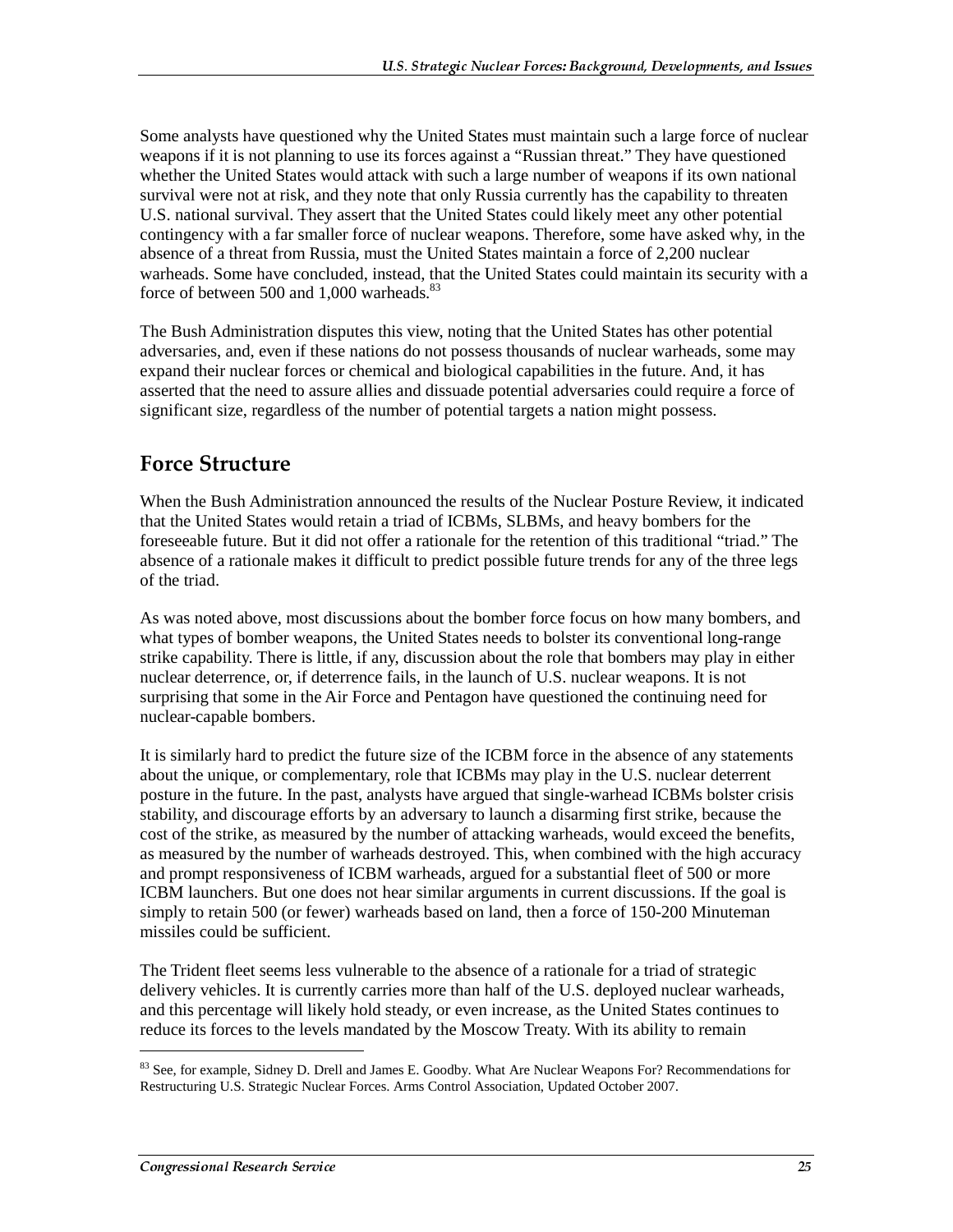Some analysts have questioned why the United States must maintain such a large force of nuclear weapons if it is not planning to use its forces against a "Russian threat." They have questioned whether the United States would attack with such a large number of weapons if its own national survival were not at risk, and they note that only Russia currently has the capability to threaten U.S. national survival. They assert that the United States could likely meet any other potential contingency with a far smaller force of nuclear weapons. Therefore, some have asked why, in the absence of a threat from Russia, must the United States maintain a force of 2,200 nuclear warheads. Some have concluded, instead, that the United States could maintain its security with a force of between 500 and 1,000 warheads.[83]

The Bush Administration disputes this view, noting that the United States has other potential adversaries, and, even if these nations do not possess thousands of nuclear warheads, some may expand their nuclear forces or chemical and biological capabilities in the future. And, it has asserted that the need to assure allies and dissuade potential adversaries could require a force of significant size, regardless of the number of potential targets a nation might possess.

## Force Structure

When the Bush Administration announced the results of the Nuclear Posture Review, it indicated that the United States would retain a triad of ICBMs, SLBMs, and heavy bombers for the foreseeable future. But it did not offer a rationale for the retention of this traditional "triad." The absence of a rationale makes it difficult to predict possible future trends for any of the three legs of the triad.

As was noted above, most discussions about the bomber force focus on how many bombers, and what types of bomber weapons, the United States needs to bolster its conventional long-range strike capability. There is little, if any, discussion about the role that bombers may play in either nuclear deterrence, or, if deterrence fails, in the launch of U.S. nuclear weapons. It is not surprising that some in the Air Force and Pentagon have questioned the continuing need for nuclear-capable bombers.

It is similarly hard to predict the future size of the ICBM force in the absence of any statements about the unique, or complementary, role that ICBMs may play in the U.S. nuclear deterrent posture in the future. In the past, analysts have argued that single-warhead ICBMs bolster crisis stability, and discourage efforts by an adversary to launch a disarming first strike, because the cost of the strike, as measured by the number of attacking warheads, would exceed the benefits, as measured by the number of warheads destroyed. This, when combined with the high accuracy and prompt responsiveness of ICBM warheads, argued for a substantial fleet of 500 or more ICBM launchers. But one does not hear similar arguments in current discussions. If the goal is simply to retain 500 (or fewer) warheads based on land, then a force of 150-200 Minuteman missiles could be sufficient.

The Trident fleet seems less vulnerable to the absence of a rationale for a triad of strategic delivery vehicles. It is currently carries more than half of the U.S. deployed nuclear warheads, and this percentage will likely hold steady, or even increase, as the United States continues to reduce its forces to the levels mandated by the Moscow Treaty. With its ability to remain

---

[83] See, for example, Sidney D. Drell and James E. Goodby. What Are Nuclear Weapons For? Recommendations for Restructuring U.S. Strategic Nuclear Forces. Arms Control Association, Updated October 2007.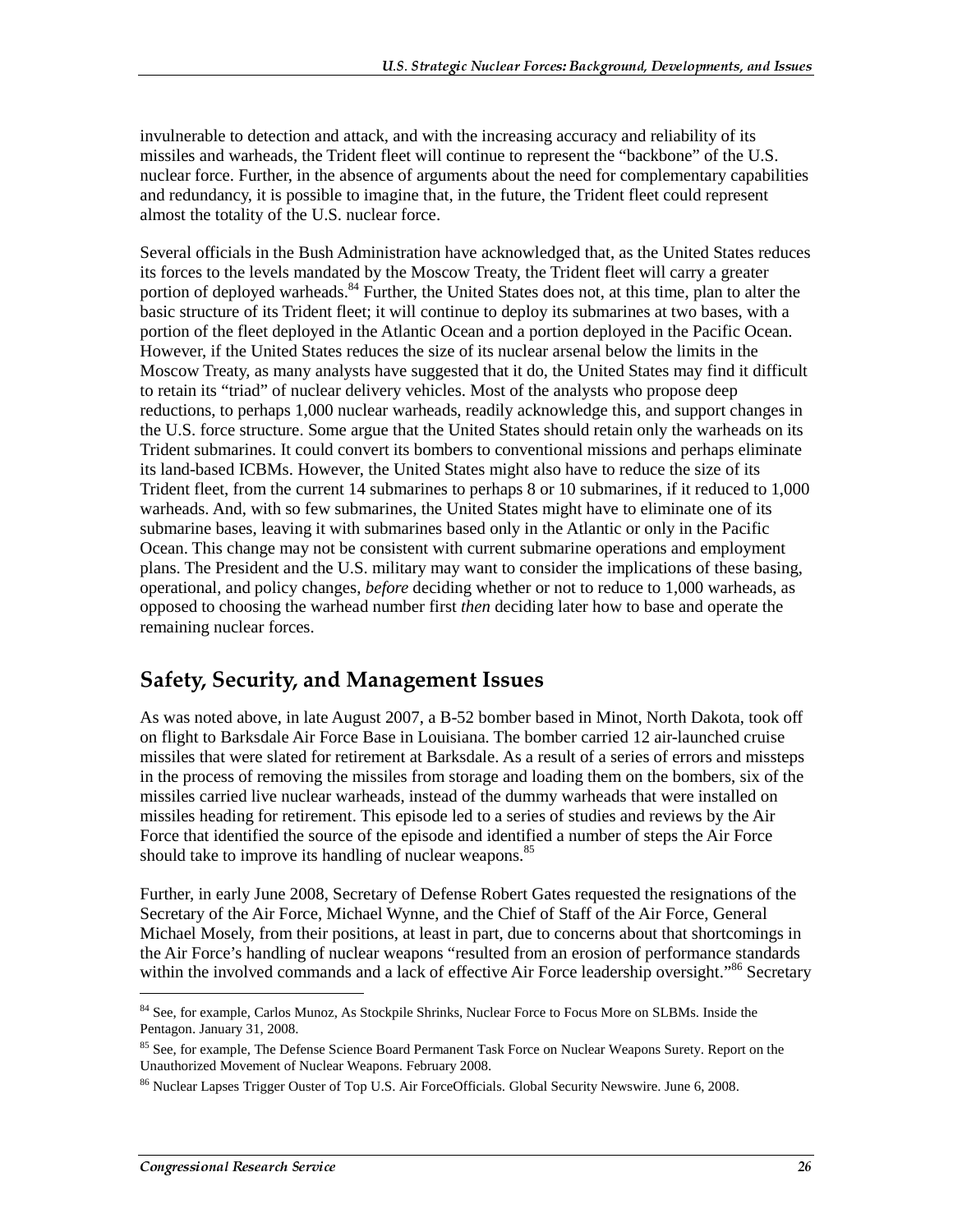invulnerable to detection and attack, and with the increasing accuracy and reliability of its missiles and warheads, the Trident fleet will continue to represent the "backbone" of the U.S. nuclear force. Further, in the absence of arguments about the need for complementary capabilities and redundancy, it is possible to imagine that, in the future, the Trident fleet could represent almost the totality of the U.S. nuclear force.

Several officials in the Bush Administration have acknowledged that, as the United States reduces its forces to the levels mandated by the Moscow Treaty, the Trident fleet will carry a greater portion of deployed warheads.[84] Further, the United States does not, at this time, plan to alter the basic structure of its Trident fleet; it will continue to deploy its submarines at two bases, with a portion of the fleet deployed in the Atlantic Ocean and a portion deployed in the Pacific Ocean. However, if the United States reduces the size of its nuclear arsenal below the limits in the Moscow Treaty, as many analysts have suggested that it do, the United States may find it difficult to retain its "triad" of nuclear delivery vehicles. Most of the analysts who propose deep reductions, to perhaps 1,000 nuclear warheads, readily acknowledge this, and support changes in the U.S. force structure. Some argue that the United States should retain only the warheads on its Trident submarines. It could convert its bombers to conventional missions and perhaps eliminate its land-based ICBMs. However, the United States might also have to reduce the size of its Trident fleet, from the current 14 submarines to perhaps 8 or 10 submarines, if it reduced to 1,000 warheads. And, with so few submarines, the United States might have to eliminate one of its submarine bases, leaving it with submarines based only in the Atlantic or only in the Pacific Ocean. This change may not be consistent with current submarine operations and employment plans. The President and the U.S. military may want to consider the implications of these basing, operational, and policy changes, *before* deciding whether or not to reduce to 1,000 warheads, as opposed to choosing the warhead number first *then* deciding later how to base and operate the remaining nuclear forces.

## Safety, Security, and Management Issues

As was noted above, in late August 2007, a B-52 bomber based in Minot, North Dakota, took off on flight to Barksdale Air Force Base in Louisiana. The bomber carried 12 air-launched cruise missiles that were slated for retirement at Barksdale. As a result of a series of errors and missteps in the process of removing the missiles from storage and loading them on the bombers, six of the missiles carried live nuclear warheads, instead of the dummy warheads that were installed on missiles heading for retirement. This episode led to a series of studies and reviews by the Air Force that identified the source of the episode and identified a number of steps the Air Force should take to improve its handling of nuclear weapons.[85]

Further, in early June 2008, Secretary of Defense Robert Gates requested the resignations of the Secretary of the Air Force, Michael Wynne, and the Chief of Staff of the Air Force, General Michael Mosely, from their positions, at least in part, due to concerns about that shortcomings in the Air Force's handling of nuclear weapons "resulted from an erosion of performance standards within the involved commands and a lack of effective Air Force leadership oversight."[86] Secretary

[84] See, for example, Carlos Munoz, As Stockpile Shrinks, Nuclear Force to Focus More on SLBMs. Inside the Pentagon. January 31, 2008.

[85] See, for example, The Defense Science Board Permanent Task Force on Nuclear Weapons Surety. Report on the Unauthorized Movement of Nuclear Weapons. February 2008.

[86] Nuclear Lapses Trigger Ouster of Top U.S. Air ForceOfficials. Global Security Newswire. June 6, 2008.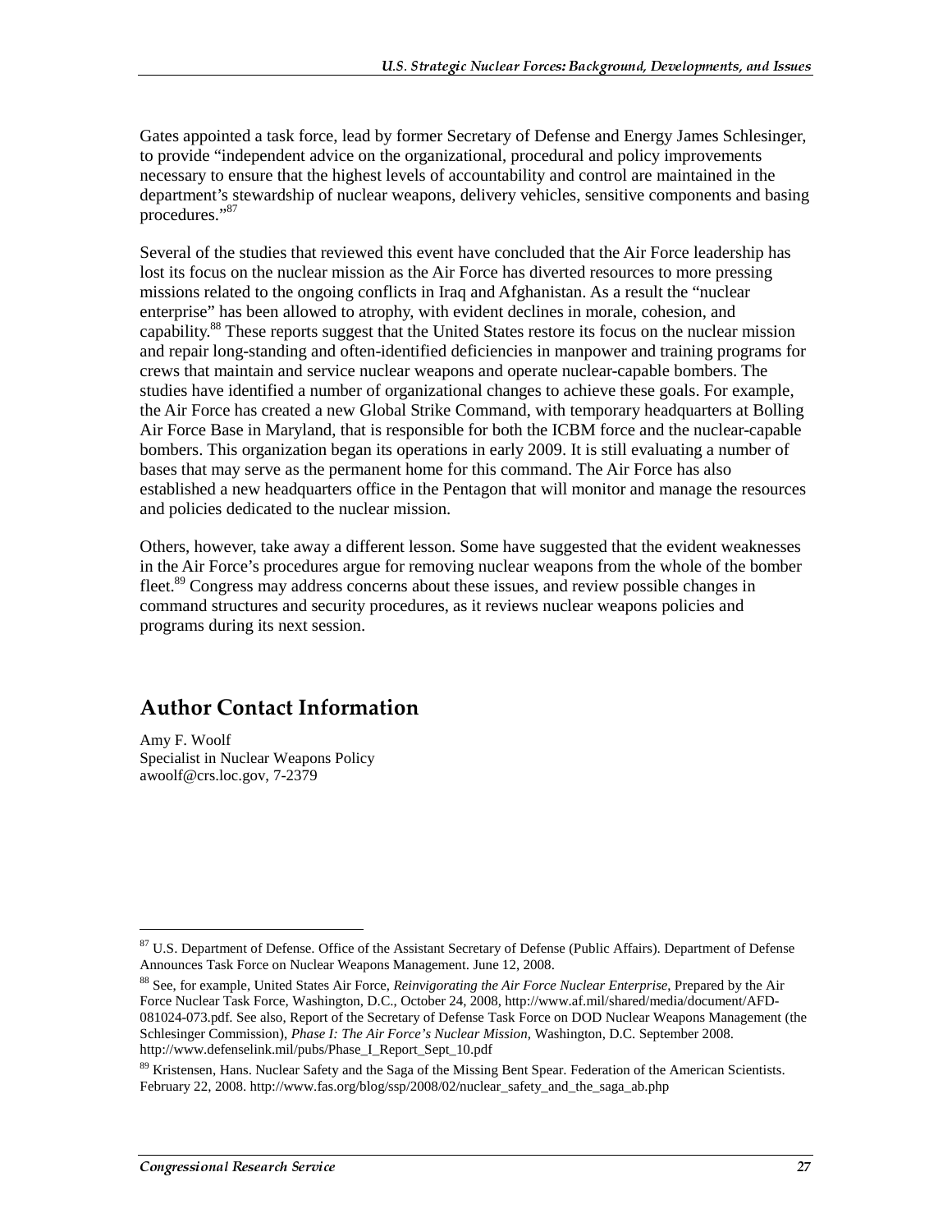Gates appointed a task force, lead by former Secretary of Defense and Energy James Schlesinger, to provide "independent advice on the organizational, procedural and policy improvements necessary to ensure that the highest levels of accountability and control are maintained in the department's stewardship of nuclear weapons, delivery vehicles, sensitive components and basing procedures."[87]

Several of the studies that reviewed this event have concluded that the Air Force leadership has lost its focus on the nuclear mission as the Air Force has diverted resources to more pressing missions related to the ongoing conflicts in Iraq and Afghanistan. As a result the "nuclear enterprise" has been allowed to atrophy, with evident declines in morale, cohesion, and capability.[88] These reports suggest that the United States restore its focus on the nuclear mission and repair long-standing and often-identified deficiencies in manpower and training programs for crews that maintain and service nuclear weapons and operate nuclear-capable bombers. The studies have identified a number of organizational changes to achieve these goals. For example, the Air Force has created a new Global Strike Command, with temporary headquarters at Bolling Air Force Base in Maryland, that is responsible for both the ICBM force and the nuclear-capable bombers. This organization began its operations in early 2009. It is still evaluating a number of bases that may serve as the permanent home for this command. The Air Force has also established a new headquarters office in the Pentagon that will monitor and manage the resources and policies dedicated to the nuclear mission.

Others, however, take away a different lesson. Some have suggested that the evident weaknesses in the Air Force's procedures argue for removing nuclear weapons from the whole of the bomber fleet.[89] Congress may address concerns about these issues, and review possible changes in command structures and security procedures, as it reviews nuclear weapons policies and programs during its next session.

## Author Contact Information

Amy F. Woolf
Specialist in Nuclear Weapons Policy
awoolf@crs.loc.gov, 7-2379

---

[87] U.S. Department of Defense. Office of the Assistant Secretary of Defense (Public Affairs). Department of Defense Announces Task Force on Nuclear Weapons Management. June 12, 2008.

[88] See, for example, United States Air Force, *Reinvigorating the Air Force Nuclear Enterprise*, Prepared by the Air Force Nuclear Task Force, Washington, D.C., October 24, 2008, http://www.af.mil/shared/media/document/AFD-081024-073.pdf. See also, Report of the Secretary of Defense Task Force on DOD Nuclear Weapons Management (the Schlesinger Commission), *Phase I: The Air Force's Nuclear Mission*, Washington, D.C. September 2008. http://www.defenselink.mil/pubs/Phase_I_Report_Sept_10.pdf

[89] Kristensen, Hans. Nuclear Safety and the Saga of the Missing Bent Spear. Federation of the American Scientists. February 22, 2008. http://www.fas.org/blog/ssp/2008/02/nuclear_safety_and_the_saga_ab.php